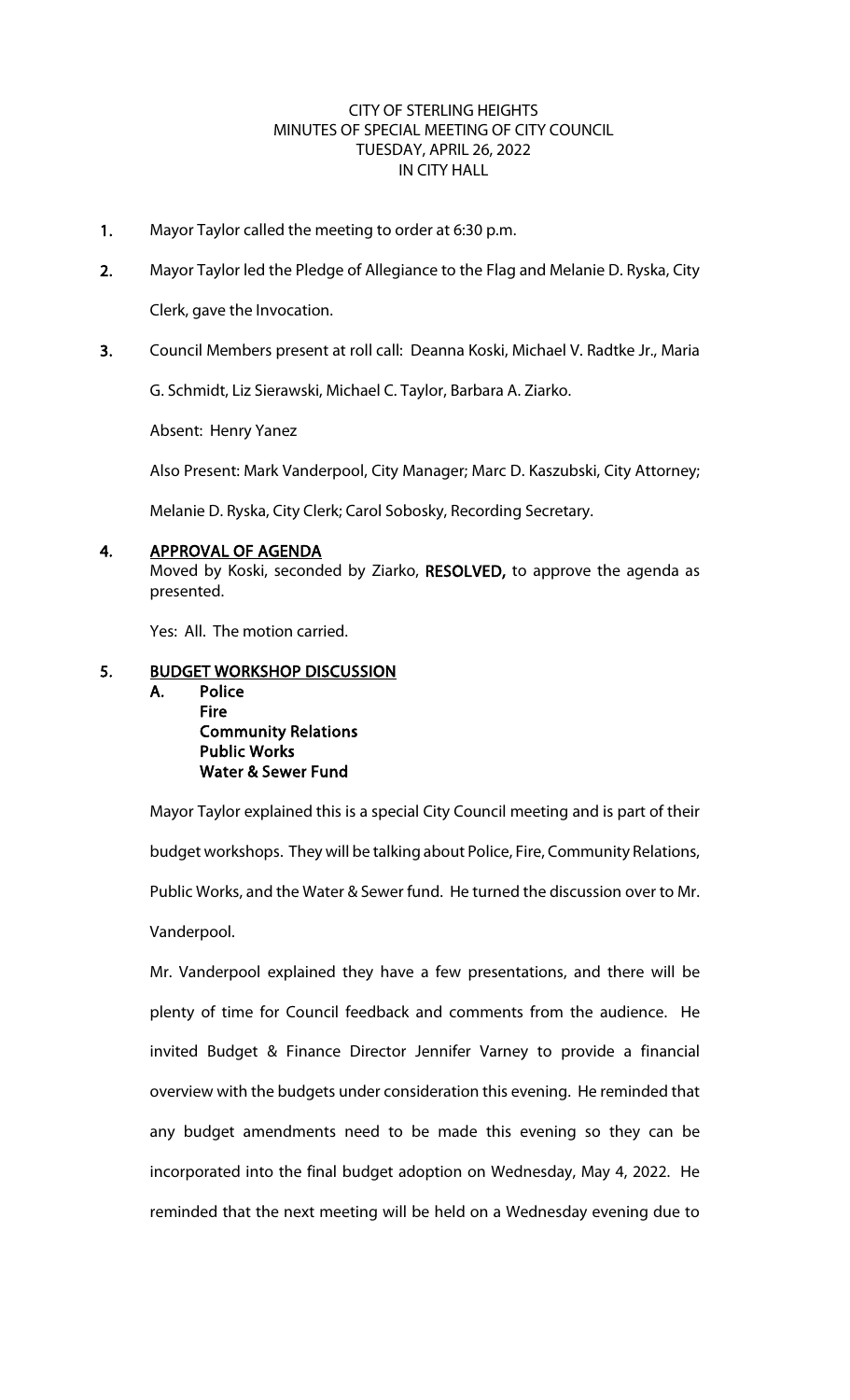CITY OF STERLING HEIGHTS
MINUTES OF SPECIAL MEETING OF CITY COUNCIL
TUESDAY, APRIL 26, 2022
IN CITY HALL

1. Mayor Taylor called the meeting to order at 6:30 p.m.

2. Mayor Taylor led the Pledge of Allegiance to the Flag and Melanie D. Ryska, City Clerk, gave the Invocation.

3. Council Members present at roll call: Deanna Koski, Michael V. Radtke Jr., Maria G. Schmidt, Liz Sierawski, Michael C. Taylor, Barbara A. Ziarko.

   Absent: Henry Yanez

   Also Present: Mark Vanderpool, City Manager; Marc D. Kaszubski, City Attorney; Melanie D. Ryska, City Clerk; Carol Sobosky, Recording Secretary.

4. **APPROVAL OF AGENDA**

   Moved by Koski, seconded by Ziarko, **RESOLVED,** to approve the agenda as presented.

   Yes: All. The motion carried.

5. **BUDGET WORKSHOP DISCUSSION**

   **A. Police**
   **Fire**
   **Community Relations**
   **Public Works**
   **Water & Sewer Fund**

   Mayor Taylor explained this is a special City Council meeting and is part of their budget workshops. They will be talking about Police, Fire, Community Relations, Public Works, and the Water & Sewer fund. He turned the discussion over to Mr. Vanderpool.

   Mr. Vanderpool explained they have a few presentations, and there will be plenty of time for Council feedback and comments from the audience. He invited Budget & Finance Director Jennifer Varney to provide a financial overview with the budgets under consideration this evening. He reminded that any budget amendments need to be made this evening so they can be incorporated into the final budget adoption on Wednesday, May 4, 2022. He reminded that the next meeting will be held on a Wednesday evening due to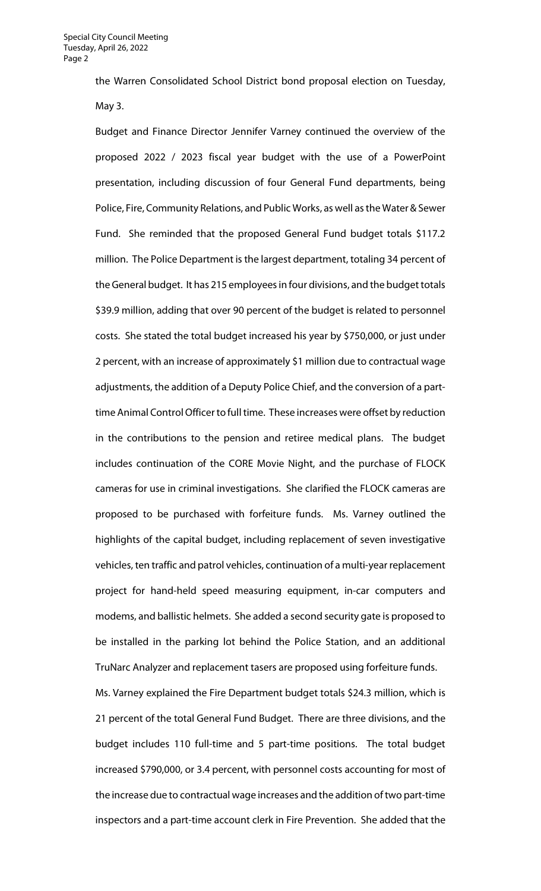the Warren Consolidated School District bond proposal election on Tuesday, May 3.

Budget and Finance Director Jennifer Varney continued the overview of the proposed 2022 / 2023 fiscal year budget with the use of a PowerPoint presentation, including discussion of four General Fund departments, being Police, Fire, Community Relations, and Public Works, as well as the Water & Sewer Fund. She reminded that the proposed General Fund budget totals $117.2 million. The Police Department is the largest department, totaling 34 percent of the General budget. It has 215 employees in four divisions, and the budget totals $39.9 million, adding that over 90 percent of the budget is related to personnel costs. She stated the total budget increased his year by $750,000, or just under 2 percent, with an increase of approximately $1 million due to contractual wage adjustments, the addition of a Deputy Police Chief, and the conversion of a part-time Animal Control Officer to full time. These increases were offset by reduction in the contributions to the pension and retiree medical plans. The budget includes continuation of the CORE Movie Night, and the purchase of FLOCK cameras for use in criminal investigations. She clarified the FLOCK cameras are proposed to be purchased with forfeiture funds. Ms. Varney outlined the highlights of the capital budget, including replacement of seven investigative vehicles, ten traffic and patrol vehicles, continuation of a multi-year replacement project for hand-held speed measuring equipment, in-car computers and modems, and ballistic helmets. She added a second security gate is proposed to be installed in the parking lot behind the Police Station, and an additional TruNarc Analyzer and replacement tasers are proposed using forfeiture funds.

Ms. Varney explained the Fire Department budget totals $24.3 million, which is 21 percent of the total General Fund Budget. There are three divisions, and the budget includes 110 full-time and 5 part-time positions. The total budget increased $790,000, or 3.4 percent, with personnel costs accounting for most of the increase due to contractual wage increases and the addition of two part-time inspectors and a part-time account clerk in Fire Prevention. She added that the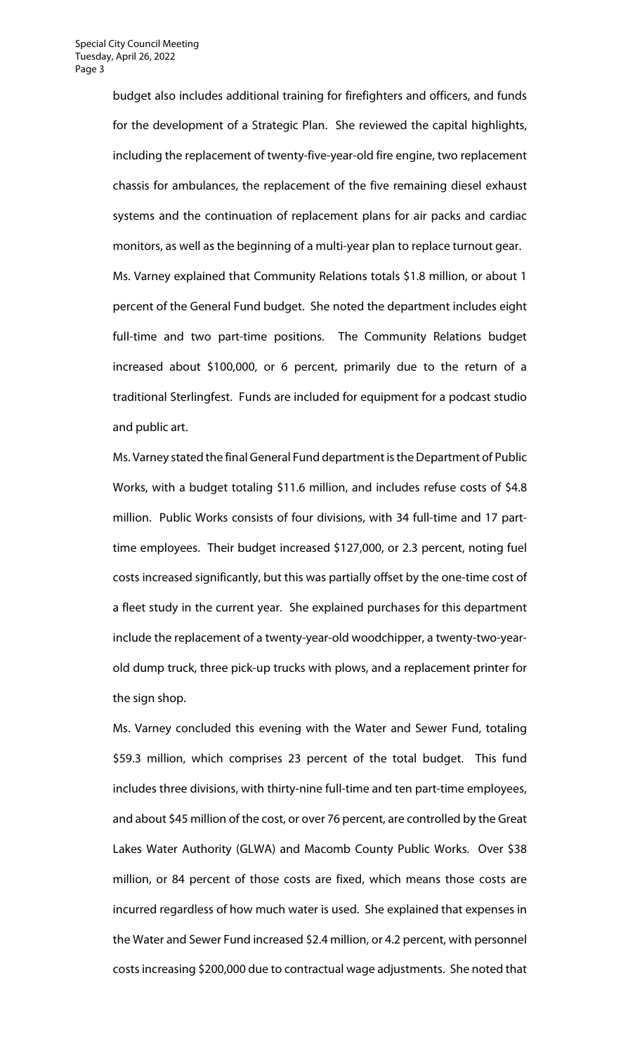budget also includes additional training for firefighters and officers, and funds for the development of a Strategic Plan. She reviewed the capital highlights, including the replacement of twenty-five-year-old fire engine, two replacement chassis for ambulances, the replacement of the five remaining diesel exhaust systems and the continuation of replacement plans for air packs and cardiac monitors, as well as the beginning of a multi-year plan to replace turnout gear.

Ms. Varney explained that Community Relations totals $1.8 million, or about 1 percent of the General Fund budget. She noted the department includes eight full-time and two part-time positions. The Community Relations budget increased about $100,000, or 6 percent, primarily due to the return of a traditional Sterlingfest. Funds are included for equipment for a podcast studio and public art.

Ms. Varney stated the final General Fund department is the Department of Public Works, with a budget totaling $11.6 million, and includes refuse costs of $4.8 million. Public Works consists of four divisions, with 34 full-time and 17 part-time employees. Their budget increased $127,000, or 2.3 percent, noting fuel costs increased significantly, but this was partially offset by the one-time cost of a fleet study in the current year. She explained purchases for this department include the replacement of a twenty-year-old woodchipper, a twenty-two-year-old dump truck, three pick-up trucks with plows, and a replacement printer for the sign shop.

Ms. Varney concluded this evening with the Water and Sewer Fund, totaling $59.3 million, which comprises 23 percent of the total budget. This fund includes three divisions, with thirty-nine full-time and ten part-time employees, and about $45 million of the cost, or over 76 percent, are controlled by the Great Lakes Water Authority (GLWA) and Macomb County Public Works. Over $38 million, or 84 percent of those costs are fixed, which means those costs are incurred regardless of how much water is used. She explained that expenses in the Water and Sewer Fund increased $2.4 million, or 4.2 percent, with personnel costs increasing $200,000 due to contractual wage adjustments. She noted that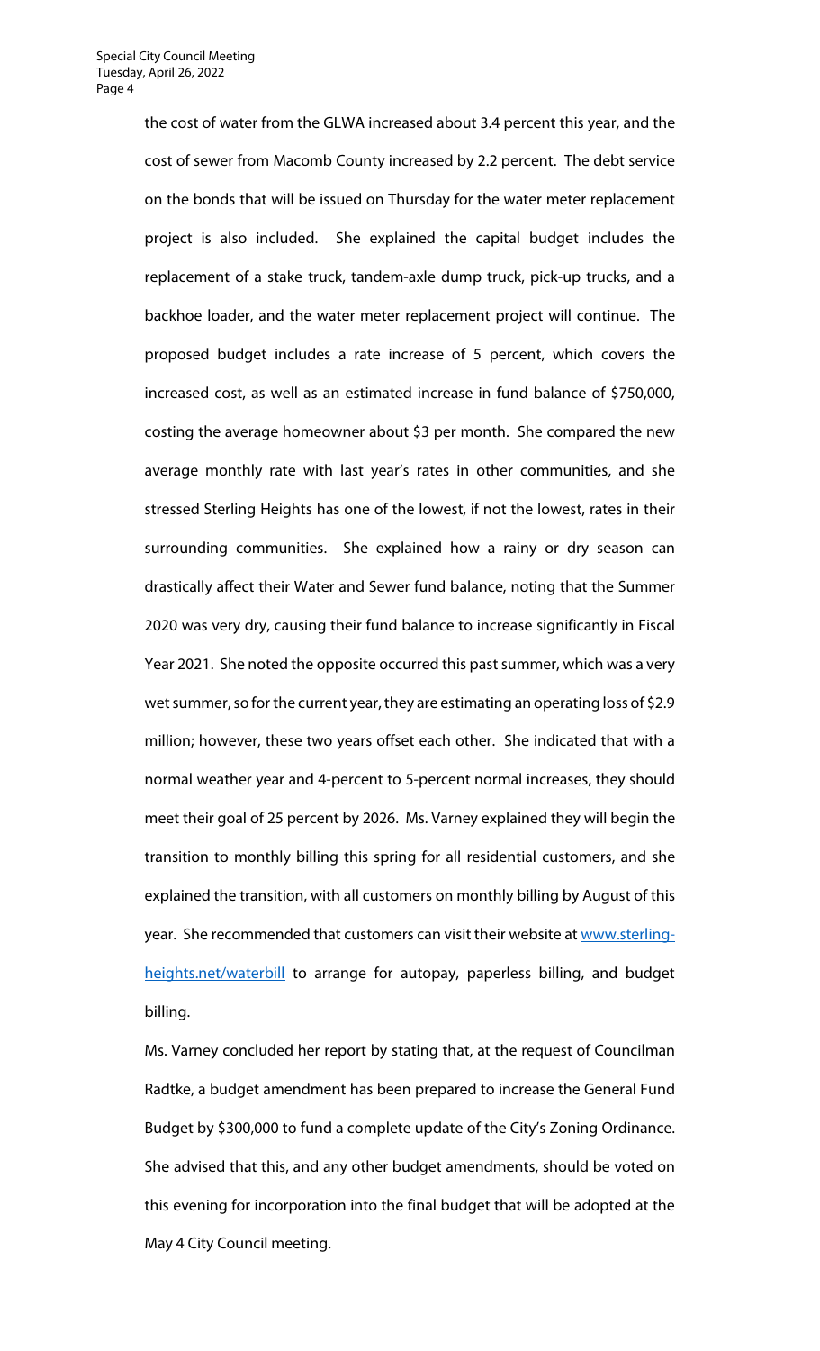the cost of water from the GLWA increased about 3.4 percent this year, and the cost of sewer from Macomb County increased by 2.2 percent. The debt service on the bonds that will be issued on Thursday for the water meter replacement project is also included. She explained the capital budget includes the replacement of a stake truck, tandem-axle dump truck, pick-up trucks, and a backhoe loader, and the water meter replacement project will continue. The proposed budget includes a rate increase of 5 percent, which covers the increased cost, as well as an estimated increase in fund balance of $750,000, costing the average homeowner about $3 per month. She compared the new average monthly rate with last year's rates in other communities, and she stressed Sterling Heights has one of the lowest, if not the lowest, rates in their surrounding communities. She explained how a rainy or dry season can drastically affect their Water and Sewer fund balance, noting that the Summer 2020 was very dry, causing their fund balance to increase significantly in Fiscal Year 2021. She noted the opposite occurred this past summer, which was a very wet summer, so for the current year, they are estimating an operating loss of $2.9 million; however, these two years offset each other. She indicated that with a normal weather year and 4-percent to 5-percent normal increases, they should meet their goal of 25 percent by 2026. Ms. Varney explained they will begin the transition to monthly billing this spring for all residential customers, and she explained the transition, with all customers on monthly billing by August of this year. She recommended that customers can visit their website at [www.sterling-heights.net/waterbill](http://www.sterling-heights.net/waterbill) to arrange for autopay, paperless billing, and budget billing.

Ms. Varney concluded her report by stating that, at the request of Councilman Radtke, a budget amendment has been prepared to increase the General Fund Budget by $300,000 to fund a complete update of the City's Zoning Ordinance. She advised that this, and any other budget amendments, should be voted on this evening for incorporation into the final budget that will be adopted at the May 4 City Council meeting.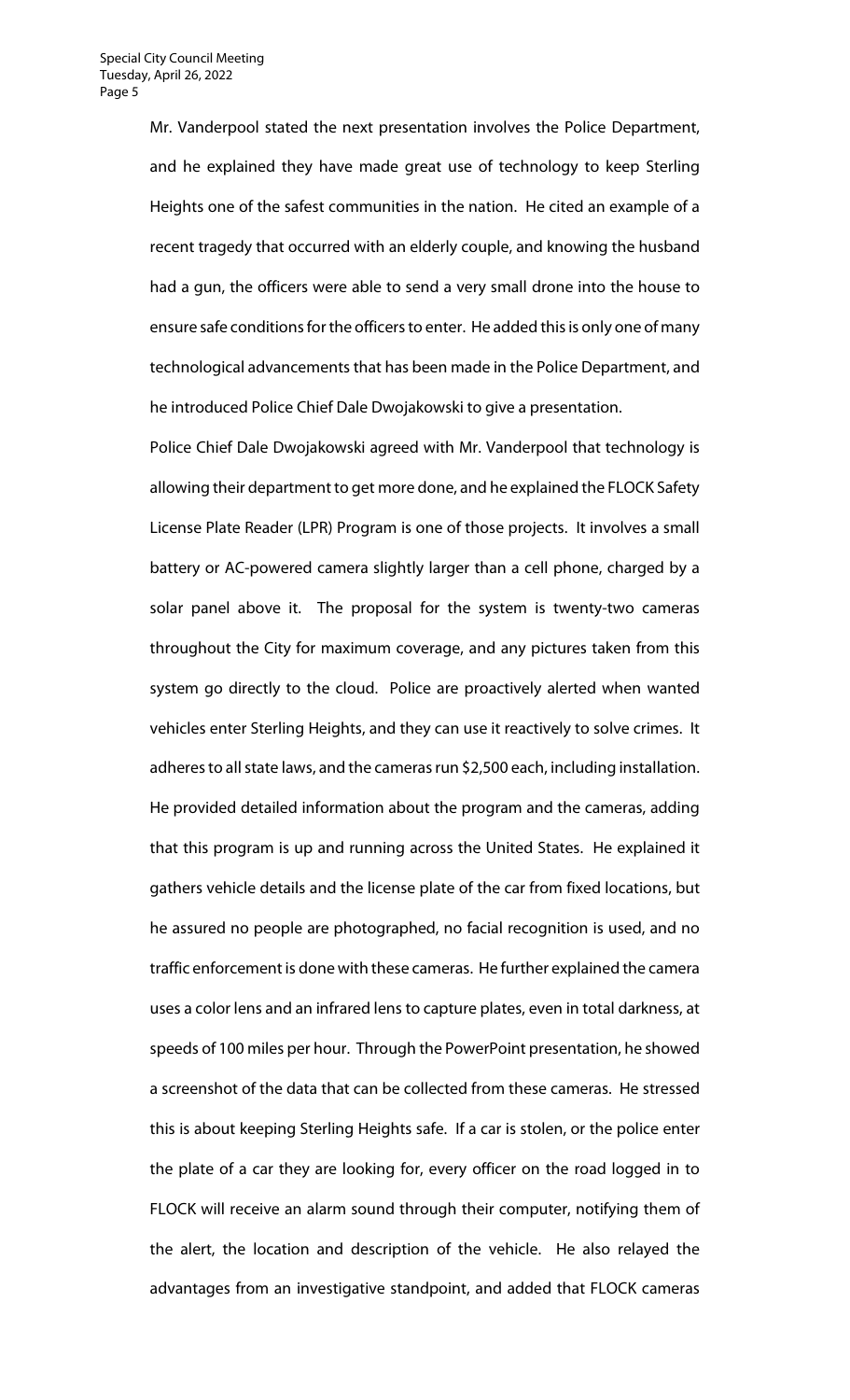Mr. Vanderpool stated the next presentation involves the Police Department, and he explained they have made great use of technology to keep Sterling Heights one of the safest communities in the nation. He cited an example of a recent tragedy that occurred with an elderly couple, and knowing the husband had a gun, the officers were able to send a very small drone into the house to ensure safe conditions for the officers to enter. He added this is only one of many technological advancements that has been made in the Police Department, and he introduced Police Chief Dale Dwojakowski to give a presentation.

Police Chief Dale Dwojakowski agreed with Mr. Vanderpool that technology is allowing their department to get more done, and he explained the FLOCK Safety License Plate Reader (LPR) Program is one of those projects. It involves a small battery or AC-powered camera slightly larger than a cell phone, charged by a solar panel above it. The proposal for the system is twenty-two cameras throughout the City for maximum coverage, and any pictures taken from this system go directly to the cloud. Police are proactively alerted when wanted vehicles enter Sterling Heights, and they can use it reactively to solve crimes. It adheres to all state laws, and the cameras run $2,500 each, including installation. He provided detailed information about the program and the cameras, adding that this program is up and running across the United States. He explained it gathers vehicle details and the license plate of the car from fixed locations, but he assured no people are photographed, no facial recognition is used, and no traffic enforcement is done with these cameras. He further explained the camera uses a color lens and an infrared lens to capture plates, even in total darkness, at speeds of 100 miles per hour. Through the PowerPoint presentation, he showed a screenshot of the data that can be collected from these cameras. He stressed this is about keeping Sterling Heights safe. If a car is stolen, or the police enter the plate of a car they are looking for, every officer on the road logged in to FLOCK will receive an alarm sound through their computer, notifying them of the alert, the location and description of the vehicle. He also relayed the advantages from an investigative standpoint, and added that FLOCK cameras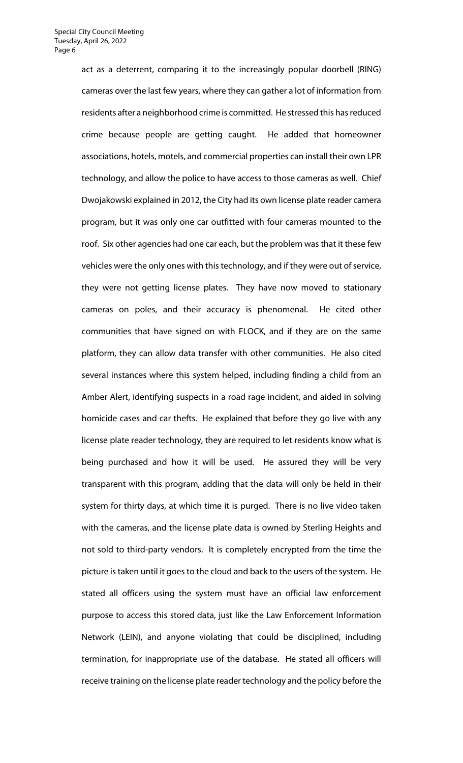act as a deterrent, comparing it to the increasingly popular doorbell (RING) cameras over the last few years, where they can gather a lot of information from residents after a neighborhood crime is committed. He stressed this has reduced crime because people are getting caught. He added that homeowner associations, hotels, motels, and commercial properties can install their own LPR technology, and allow the police to have access to those cameras as well. Chief Dwojakowski explained in 2012, the City had its own license plate reader camera program, but it was only one car outfitted with four cameras mounted to the roof. Six other agencies had one car each, but the problem was that it these few vehicles were the only ones with this technology, and if they were out of service, they were not getting license plates. They have now moved to stationary cameras on poles, and their accuracy is phenomenal. He cited other communities that have signed on with FLOCK, and if they are on the same platform, they can allow data transfer with other communities. He also cited several instances where this system helped, including finding a child from an Amber Alert, identifying suspects in a road rage incident, and aided in solving homicide cases and car thefts. He explained that before they go live with any license plate reader technology, they are required to let residents know what is being purchased and how it will be used. He assured they will be very transparent with this program, adding that the data will only be held in their system for thirty days, at which time it is purged. There is no live video taken with the cameras, and the license plate data is owned by Sterling Heights and not sold to third-party vendors. It is completely encrypted from the time the picture is taken until it goes to the cloud and back to the users of the system. He stated all officers using the system must have an official law enforcement purpose to access this stored data, just like the Law Enforcement Information Network (LEIN), and anyone violating that could be disciplined, including termination, for inappropriate use of the database. He stated all officers will receive training on the license plate reader technology and the policy before the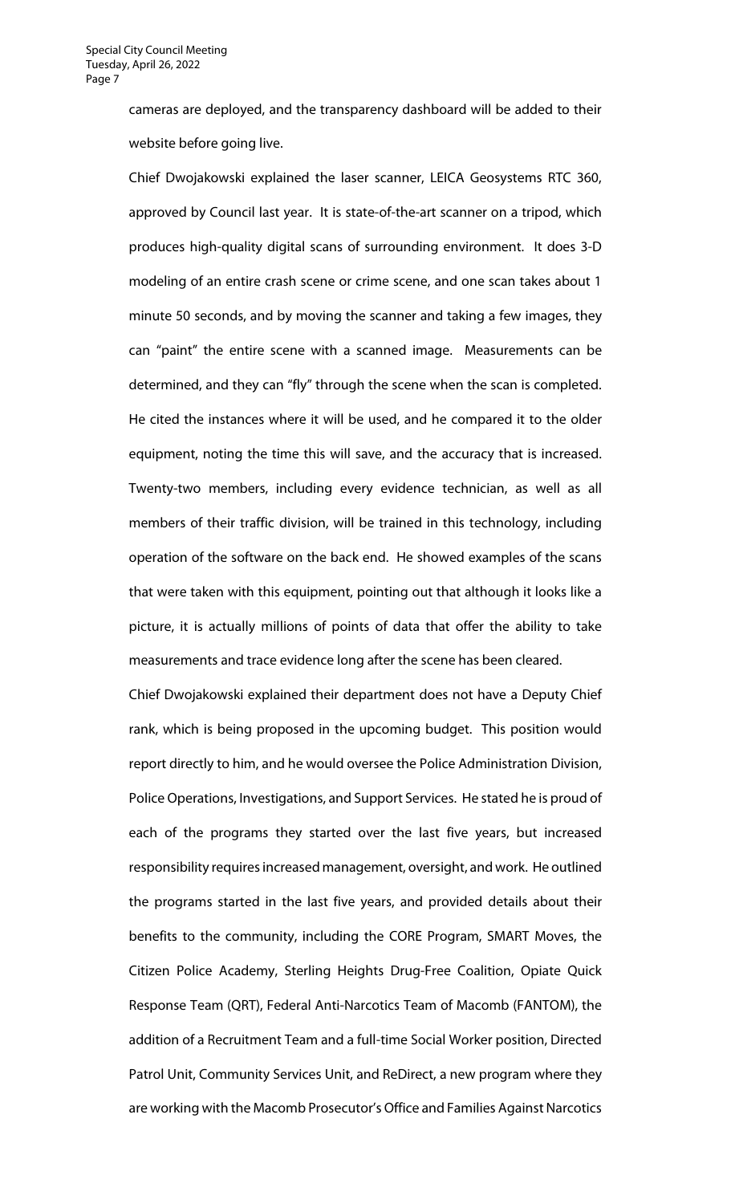cameras are deployed, and the transparency dashboard will be added to their website before going live.

Chief Dwojakowski explained the laser scanner, LEICA Geosystems RTC 360, approved by Council last year. It is state-of-the-art scanner on a tripod, which produces high-quality digital scans of surrounding environment. It does 3-D modeling of an entire crash scene or crime scene, and one scan takes about 1 minute 50 seconds, and by moving the scanner and taking a few images, they can "paint" the entire scene with a scanned image. Measurements can be determined, and they can "fly" through the scene when the scan is completed. He cited the instances where it will be used, and he compared it to the older equipment, noting the time this will save, and the accuracy that is increased. Twenty-two members, including every evidence technician, as well as all members of their traffic division, will be trained in this technology, including operation of the software on the back end. He showed examples of the scans that were taken with this equipment, pointing out that although it looks like a picture, it is actually millions of points of data that offer the ability to take measurements and trace evidence long after the scene has been cleared.

Chief Dwojakowski explained their department does not have a Deputy Chief rank, which is being proposed in the upcoming budget. This position would report directly to him, and he would oversee the Police Administration Division, Police Operations, Investigations, and Support Services. He stated he is proud of each of the programs they started over the last five years, but increased responsibility requires increased management, oversight, and work. He outlined the programs started in the last five years, and provided details about their benefits to the community, including the CORE Program, SMART Moves, the Citizen Police Academy, Sterling Heights Drug-Free Coalition, Opiate Quick Response Team (QRT), Federal Anti-Narcotics Team of Macomb (FANTOM), the addition of a Recruitment Team and a full-time Social Worker position, Directed Patrol Unit, Community Services Unit, and ReDirect, a new program where they are working with the Macomb Prosecutor's Office and Families Against Narcotics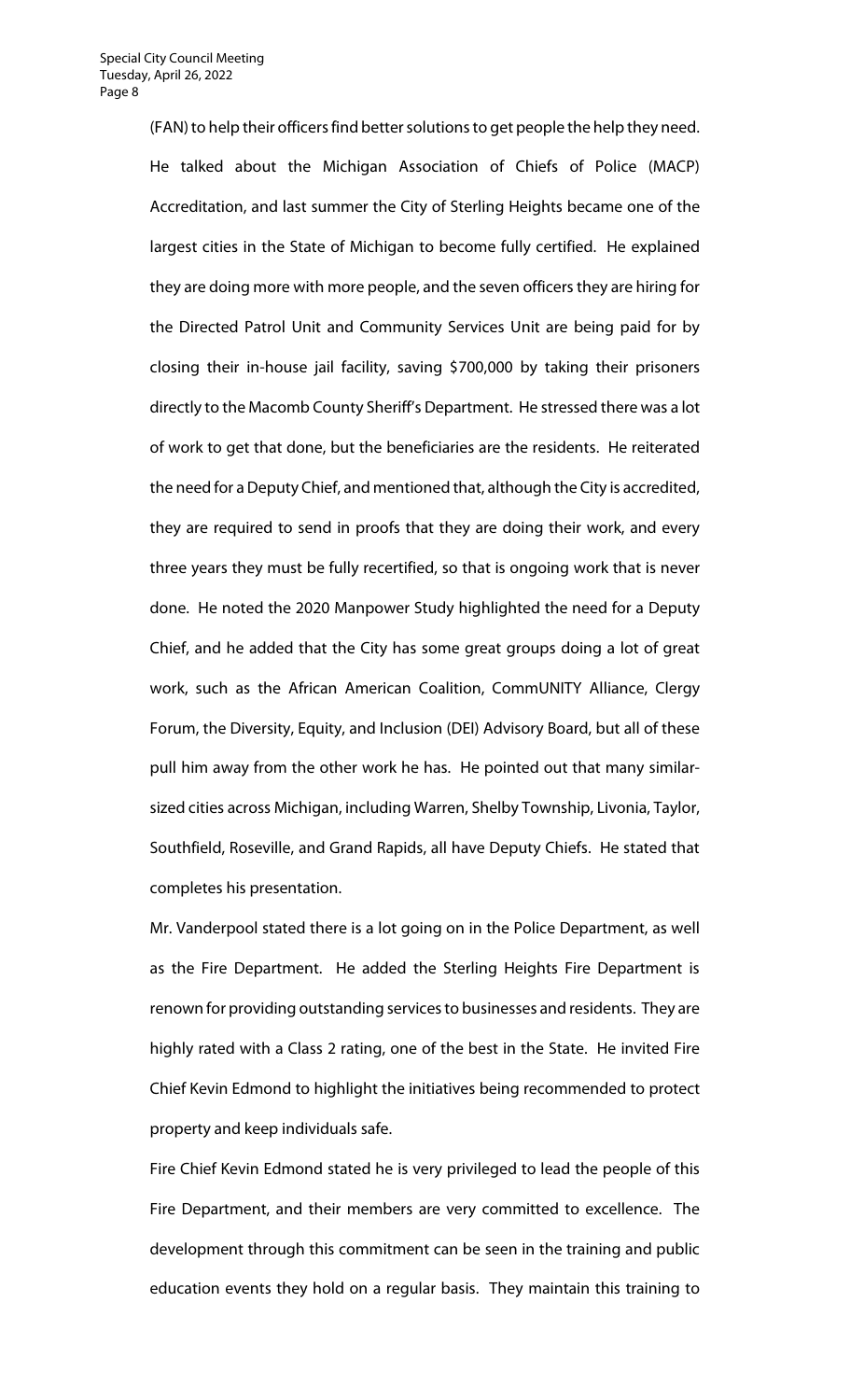(FAN) to help their officers find better solutions to get people the help they need. He talked about the Michigan Association of Chiefs of Police (MACP) Accreditation, and last summer the City of Sterling Heights became one of the largest cities in the State of Michigan to become fully certified. He explained they are doing more with more people, and the seven officers they are hiring for the Directed Patrol Unit and Community Services Unit are being paid for by closing their in-house jail facility, saving $700,000 by taking their prisoners directly to the Macomb County Sheriff's Department. He stressed there was a lot of work to get that done, but the beneficiaries are the residents. He reiterated the need for a Deputy Chief, and mentioned that, although the City is accredited, they are required to send in proofs that they are doing their work, and every three years they must be fully recertified, so that is ongoing work that is never done. He noted the 2020 Manpower Study highlighted the need for a Deputy Chief, and he added that the City has some great groups doing a lot of great work, such as the African American Coalition, CommUNITY Alliance, Clergy Forum, the Diversity, Equity, and Inclusion (DEI) Advisory Board, but all of these pull him away from the other work he has. He pointed out that many similar-sized cities across Michigan, including Warren, Shelby Township, Livonia, Taylor, Southfield, Roseville, and Grand Rapids, all have Deputy Chiefs. He stated that completes his presentation.

Mr. Vanderpool stated there is a lot going on in the Police Department, as well as the Fire Department. He added the Sterling Heights Fire Department is renown for providing outstanding services to businesses and residents. They are highly rated with a Class 2 rating, one of the best in the State. He invited Fire Chief Kevin Edmond to highlight the initiatives being recommended to protect property and keep individuals safe.

Fire Chief Kevin Edmond stated he is very privileged to lead the people of this Fire Department, and their members are very committed to excellence. The development through this commitment can be seen in the training and public education events they hold on a regular basis. They maintain this training to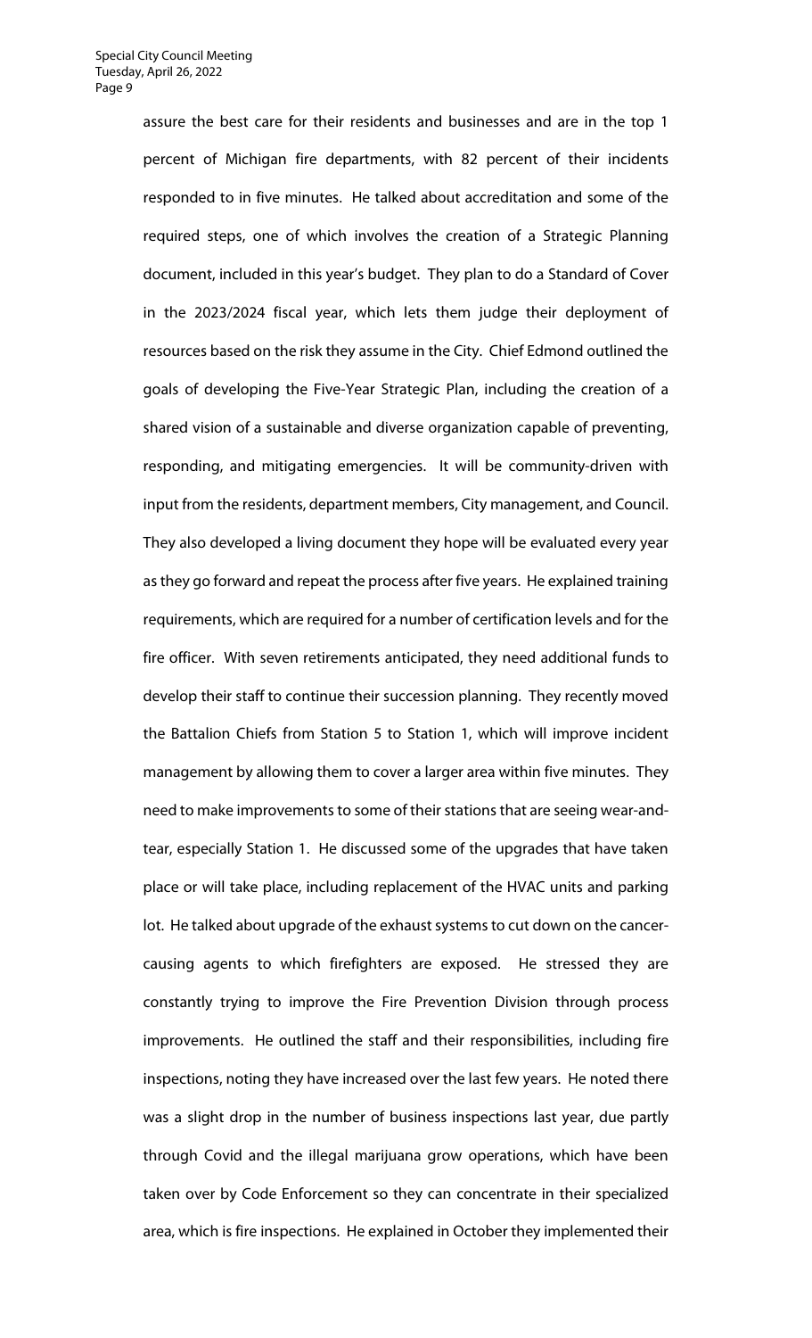assure the best care for their residents and businesses and are in the top 1 percent of Michigan fire departments, with 82 percent of their incidents responded to in five minutes. He talked about accreditation and some of the required steps, one of which involves the creation of a Strategic Planning document, included in this year's budget. They plan to do a Standard of Cover in the 2023/2024 fiscal year, which lets them judge their deployment of resources based on the risk they assume in the City. Chief Edmond outlined the goals of developing the Five-Year Strategic Plan, including the creation of a shared vision of a sustainable and diverse organization capable of preventing, responding, and mitigating emergencies. It will be community-driven with input from the residents, department members, City management, and Council. They also developed a living document they hope will be evaluated every year as they go forward and repeat the process after five years. He explained training requirements, which are required for a number of certification levels and for the fire officer. With seven retirements anticipated, they need additional funds to develop their staff to continue their succession planning. They recently moved the Battalion Chiefs from Station 5 to Station 1, which will improve incident management by allowing them to cover a larger area within five minutes. They need to make improvements to some of their stations that are seeing wear-and-tear, especially Station 1. He discussed some of the upgrades that have taken place or will take place, including replacement of the HVAC units and parking lot. He talked about upgrade of the exhaust systems to cut down on the cancer-causing agents to which firefighters are exposed. He stressed they are constantly trying to improve the Fire Prevention Division through process improvements. He outlined the staff and their responsibilities, including fire inspections, noting they have increased over the last few years. He noted there was a slight drop in the number of business inspections last year, due partly through Covid and the illegal marijuana grow operations, which have been taken over by Code Enforcement so they can concentrate in their specialized area, which is fire inspections. He explained in October they implemented their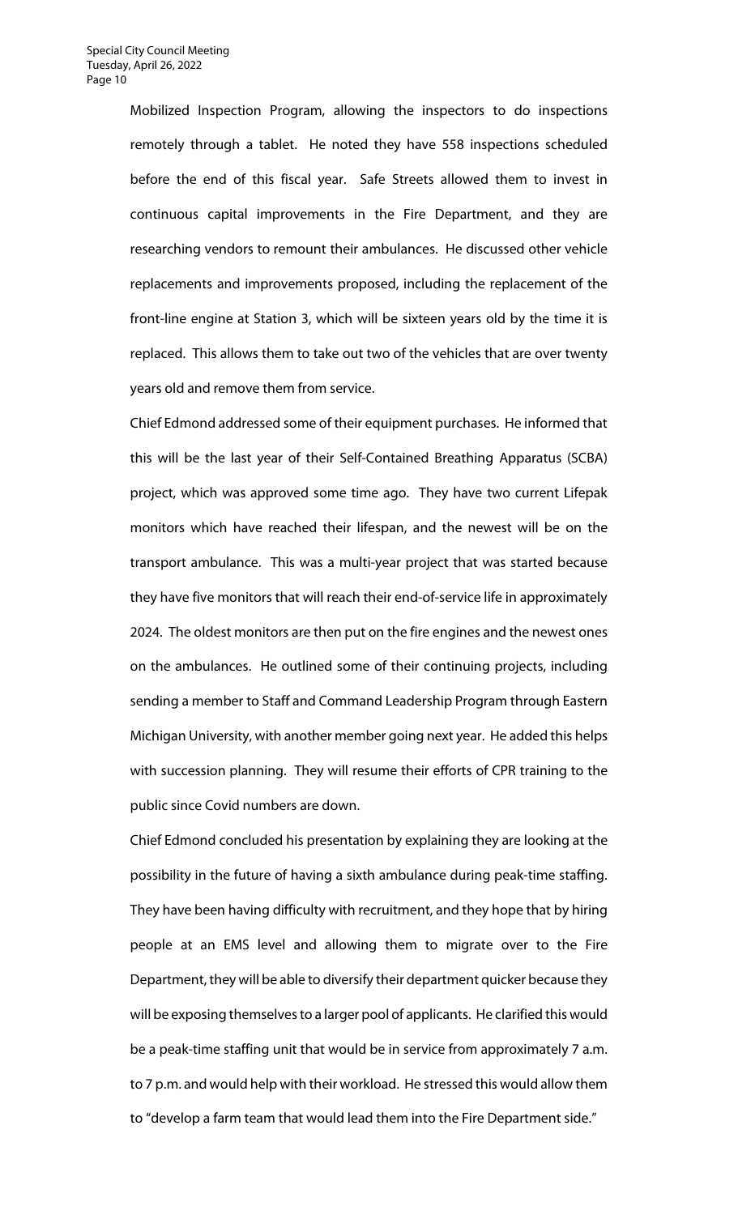Mobilized Inspection Program, allowing the inspectors to do inspections remotely through a tablet. He noted they have 558 inspections scheduled before the end of this fiscal year. Safe Streets allowed them to invest in continuous capital improvements in the Fire Department, and they are researching vendors to remount their ambulances. He discussed other vehicle replacements and improvements proposed, including the replacement of the front-line engine at Station 3, which will be sixteen years old by the time it is replaced. This allows them to take out two of the vehicles that are over twenty years old and remove them from service.

Chief Edmond addressed some of their equipment purchases. He informed that this will be the last year of their Self-Contained Breathing Apparatus (SCBA) project, which was approved some time ago. They have two current Lifepak monitors which have reached their lifespan, and the newest will be on the transport ambulance. This was a multi-year project that was started because they have five monitors that will reach their end-of-service life in approximately 2024. The oldest monitors are then put on the fire engines and the newest ones on the ambulances. He outlined some of their continuing projects, including sending a member to Staff and Command Leadership Program through Eastern Michigan University, with another member going next year. He added this helps with succession planning. They will resume their efforts of CPR training to the public since Covid numbers are down.

Chief Edmond concluded his presentation by explaining they are looking at the possibility in the future of having a sixth ambulance during peak-time staffing. They have been having difficulty with recruitment, and they hope that by hiring people at an EMS level and allowing them to migrate over to the Fire Department, they will be able to diversify their department quicker because they will be exposing themselves to a larger pool of applicants. He clarified this would be a peak-time staffing unit that would be in service from approximately 7 a.m. to 7 p.m. and would help with their workload. He stressed this would allow them to "develop a farm team that would lead them into the Fire Department side."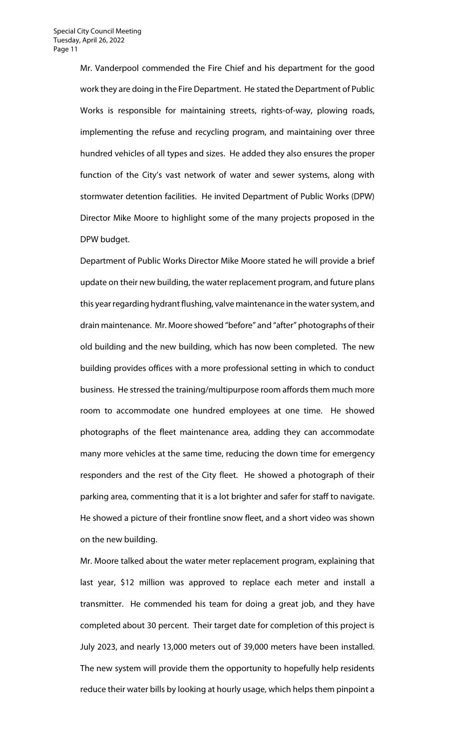Mr. Vanderpool commended the Fire Chief and his department for the good work they are doing in the Fire Department. He stated the Department of Public Works is responsible for maintaining streets, rights-of-way, plowing roads, implementing the refuse and recycling program, and maintaining over three hundred vehicles of all types and sizes. He added they also ensures the proper function of the City's vast network of water and sewer systems, along with stormwater detention facilities. He invited Department of Public Works (DPW) Director Mike Moore to highlight some of the many projects proposed in the DPW budget.

Department of Public Works Director Mike Moore stated he will provide a brief update on their new building, the water replacement program, and future plans this year regarding hydrant flushing, valve maintenance in the water system, and drain maintenance. Mr. Moore showed "before" and "after" photographs of their old building and the new building, which has now been completed. The new building provides offices with a more professional setting in which to conduct business. He stressed the training/multipurpose room affords them much more room to accommodate one hundred employees at one time. He showed photographs of the fleet maintenance area, adding they can accommodate many more vehicles at the same time, reducing the down time for emergency responders and the rest of the City fleet. He showed a photograph of their parking area, commenting that it is a lot brighter and safer for staff to navigate. He showed a picture of their frontline snow fleet, and a short video was shown on the new building.

Mr. Moore talked about the water meter replacement program, explaining that last year, $12 million was approved to replace each meter and install a transmitter. He commended his team for doing a great job, and they have completed about 30 percent. Their target date for completion of this project is July 2023, and nearly 13,000 meters out of 39,000 meters have been installed. The new system will provide them the opportunity to hopefully help residents reduce their water bills by looking at hourly usage, which helps them pinpoint a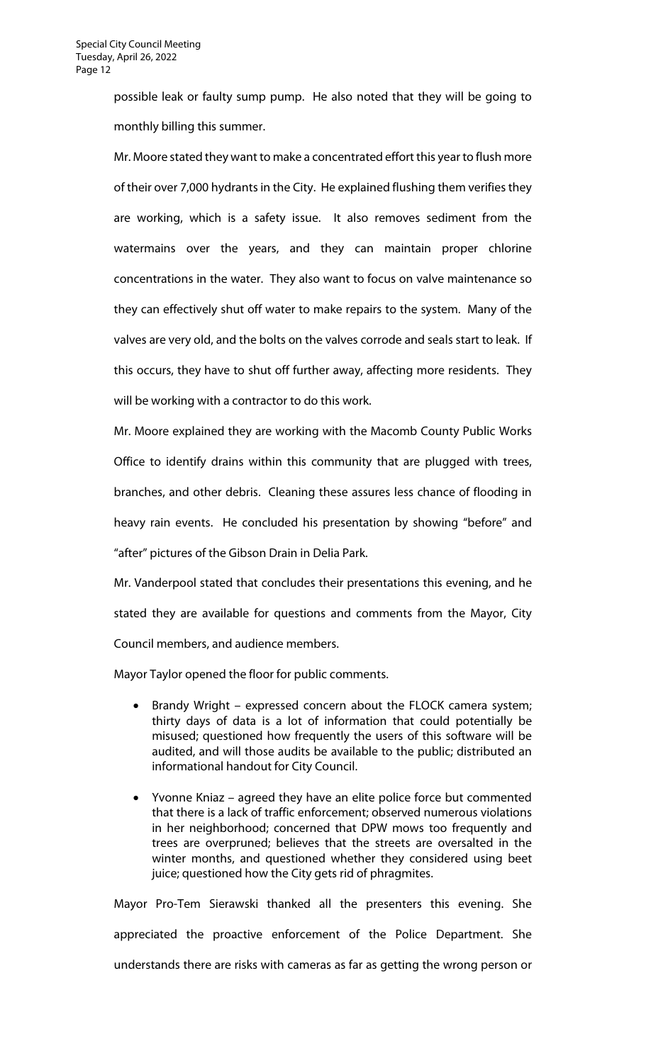possible leak or faulty sump pump. He also noted that they will be going to monthly billing this summer.

Mr. Moore stated they want to make a concentrated effort this year to flush more of their over 7,000 hydrants in the City. He explained flushing them verifies they are working, which is a safety issue. It also removes sediment from the watermains over the years, and they can maintain proper chlorine concentrations in the water. They also want to focus on valve maintenance so they can effectively shut off water to make repairs to the system. Many of the valves are very old, and the bolts on the valves corrode and seals start to leak. If this occurs, they have to shut off further away, affecting more residents. They will be working with a contractor to do this work.

Mr. Moore explained they are working with the Macomb County Public Works Office to identify drains within this community that are plugged with trees, branches, and other debris. Cleaning these assures less chance of flooding in heavy rain events. He concluded his presentation by showing "before" and "after" pictures of the Gibson Drain in Delia Park.

Mr. Vanderpool stated that concludes their presentations this evening, and he stated they are available for questions and comments from the Mayor, City Council members, and audience members.

Mayor Taylor opened the floor for public comments.

- Brandy Wright – expressed concern about the FLOCK camera system; thirty days of data is a lot of information that could potentially be misused; questioned how frequently the users of this software will be audited, and will those audits be available to the public; distributed an informational handout for City Council.
- Yvonne Kniaz – agreed they have an elite police force but commented that there is a lack of traffic enforcement; observed numerous violations in her neighborhood; concerned that DPW mows too frequently and trees are overpruned; believes that the streets are oversalted in the winter months, and questioned whether they considered using beet juice; questioned how the City gets rid of phragmites.

Mayor Pro-Tem Sierawski thanked all the presenters this evening. She appreciated the proactive enforcement of the Police Department. She understands there are risks with cameras as far as getting the wrong person or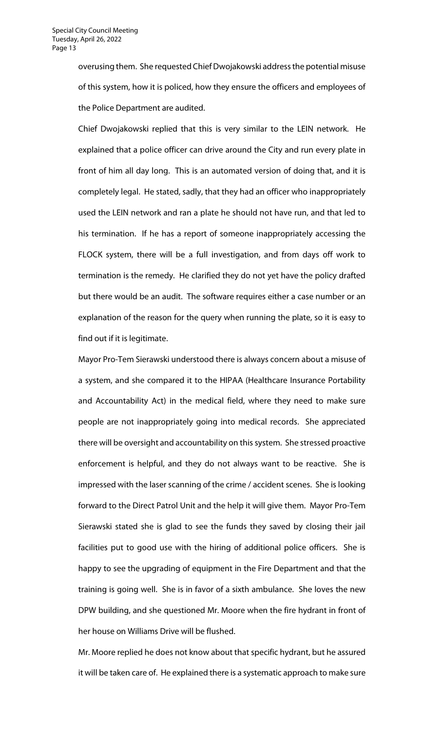overusing them. She requested Chief Dwojakowski address the potential misuse of this system, how it is policed, how they ensure the officers and employees of the Police Department are audited.

Chief Dwojakowski replied that this is very similar to the LEIN network. He explained that a police officer can drive around the City and run every plate in front of him all day long. This is an automated version of doing that, and it is completely legal. He stated, sadly, that they had an officer who inappropriately used the LEIN network and ran a plate he should not have run, and that led to his termination. If he has a report of someone inappropriately accessing the FLOCK system, there will be a full investigation, and from days off work to termination is the remedy. He clarified they do not yet have the policy drafted but there would be an audit. The software requires either a case number or an explanation of the reason for the query when running the plate, so it is easy to find out if it is legitimate.

Mayor Pro-Tem Sierawski understood there is always concern about a misuse of a system, and she compared it to the HIPAA (Healthcare Insurance Portability and Accountability Act) in the medical field, where they need to make sure people are not inappropriately going into medical records. She appreciated there will be oversight and accountability on this system. She stressed proactive enforcement is helpful, and they do not always want to be reactive. She is impressed with the laser scanning of the crime / accident scenes. She is looking forward to the Direct Patrol Unit and the help it will give them. Mayor Pro-Tem Sierawski stated she is glad to see the funds they saved by closing their jail facilities put to good use with the hiring of additional police officers. She is happy to see the upgrading of equipment in the Fire Department and that the training is going well. She is in favor of a sixth ambulance. She loves the new DPW building, and she questioned Mr. Moore when the fire hydrant in front of her house on Williams Drive will be flushed.

Mr. Moore replied he does not know about that specific hydrant, but he assured it will be taken care of. He explained there is a systematic approach to make sure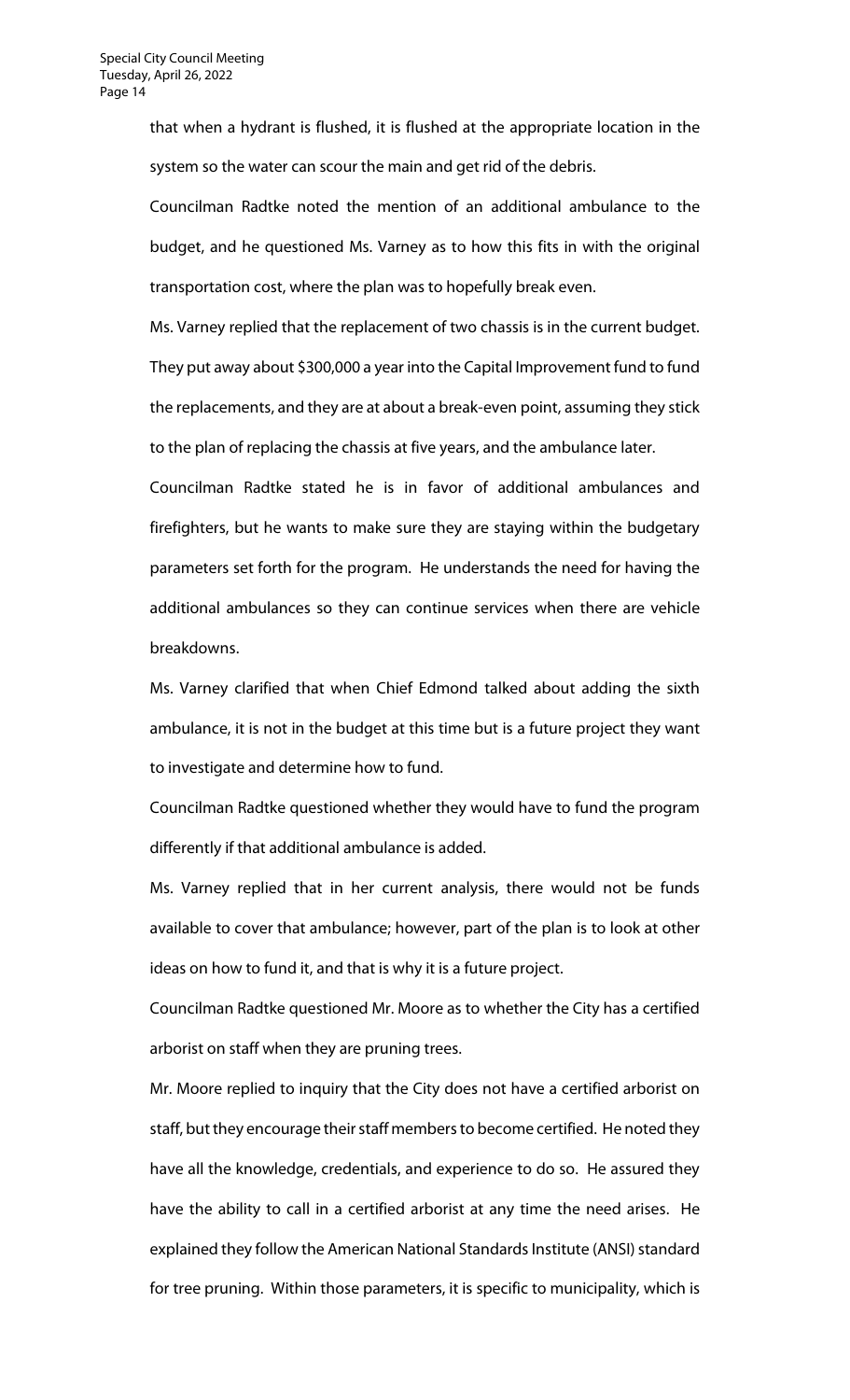that when a hydrant is flushed, it is flushed at the appropriate location in the system so the water can scour the main and get rid of the debris.

Councilman Radtke noted the mention of an additional ambulance to the budget, and he questioned Ms. Varney as to how this fits in with the original transportation cost, where the plan was to hopefully break even.

Ms. Varney replied that the replacement of two chassis is in the current budget. They put away about $300,000 a year into the Capital Improvement fund to fund the replacements, and they are at about a break-even point, assuming they stick to the plan of replacing the chassis at five years, and the ambulance later.

Councilman Radtke stated he is in favor of additional ambulances and firefighters, but he wants to make sure they are staying within the budgetary parameters set forth for the program. He understands the need for having the additional ambulances so they can continue services when there are vehicle breakdowns.

Ms. Varney clarified that when Chief Edmond talked about adding the sixth ambulance, it is not in the budget at this time but is a future project they want to investigate and determine how to fund.

Councilman Radtke questioned whether they would have to fund the program differently if that additional ambulance is added.

Ms. Varney replied that in her current analysis, there would not be funds available to cover that ambulance; however, part of the plan is to look at other ideas on how to fund it, and that is why it is a future project.

Councilman Radtke questioned Mr. Moore as to whether the City has a certified arborist on staff when they are pruning trees.

Mr. Moore replied to inquiry that the City does not have a certified arborist on staff, but they encourage their staff members to become certified. He noted they have all the knowledge, credentials, and experience to do so. He assured they have the ability to call in a certified arborist at any time the need arises. He explained they follow the American National Standards Institute (ANSI) standard for tree pruning. Within those parameters, it is specific to municipality, which is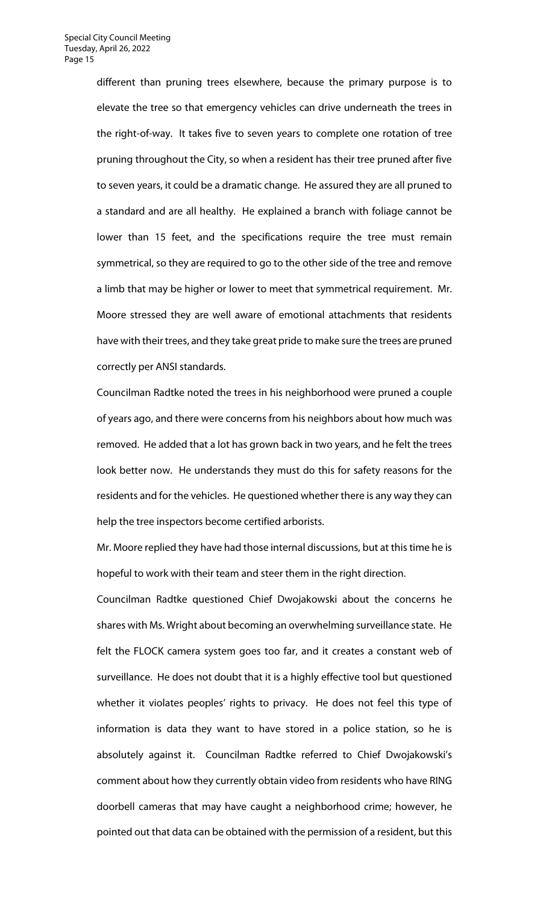different than pruning trees elsewhere, because the primary purpose is to elevate the tree so that emergency vehicles can drive underneath the trees in the right-of-way. It takes five to seven years to complete one rotation of tree pruning throughout the City, so when a resident has their tree pruned after five to seven years, it could be a dramatic change. He assured they are all pruned to a standard and are all healthy. He explained a branch with foliage cannot be lower than 15 feet, and the specifications require the tree must remain symmetrical, so they are required to go to the other side of the tree and remove a limb that may be higher or lower to meet that symmetrical requirement. Mr. Moore stressed they are well aware of emotional attachments that residents have with their trees, and they take great pride to make sure the trees are pruned correctly per ANSI standards.

Councilman Radtke noted the trees in his neighborhood were pruned a couple of years ago, and there were concerns from his neighbors about how much was removed. He added that a lot has grown back in two years, and he felt the trees look better now. He understands they must do this for safety reasons for the residents and for the vehicles. He questioned whether there is any way they can help the tree inspectors become certified arborists.

Mr. Moore replied they have had those internal discussions, but at this time he is hopeful to work with their team and steer them in the right direction.

Councilman Radtke questioned Chief Dwojakowski about the concerns he shares with Ms. Wright about becoming an overwhelming surveillance state. He felt the FLOCK camera system goes too far, and it creates a constant web of surveillance. He does not doubt that it is a highly effective tool but questioned whether it violates peoples' rights to privacy. He does not feel this type of information is data they want to have stored in a police station, so he is absolutely against it. Councilman Radtke referred to Chief Dwojakowski's comment about how they currently obtain video from residents who have RING doorbell cameras that may have caught a neighborhood crime; however, he pointed out that data can be obtained with the permission of a resident, but this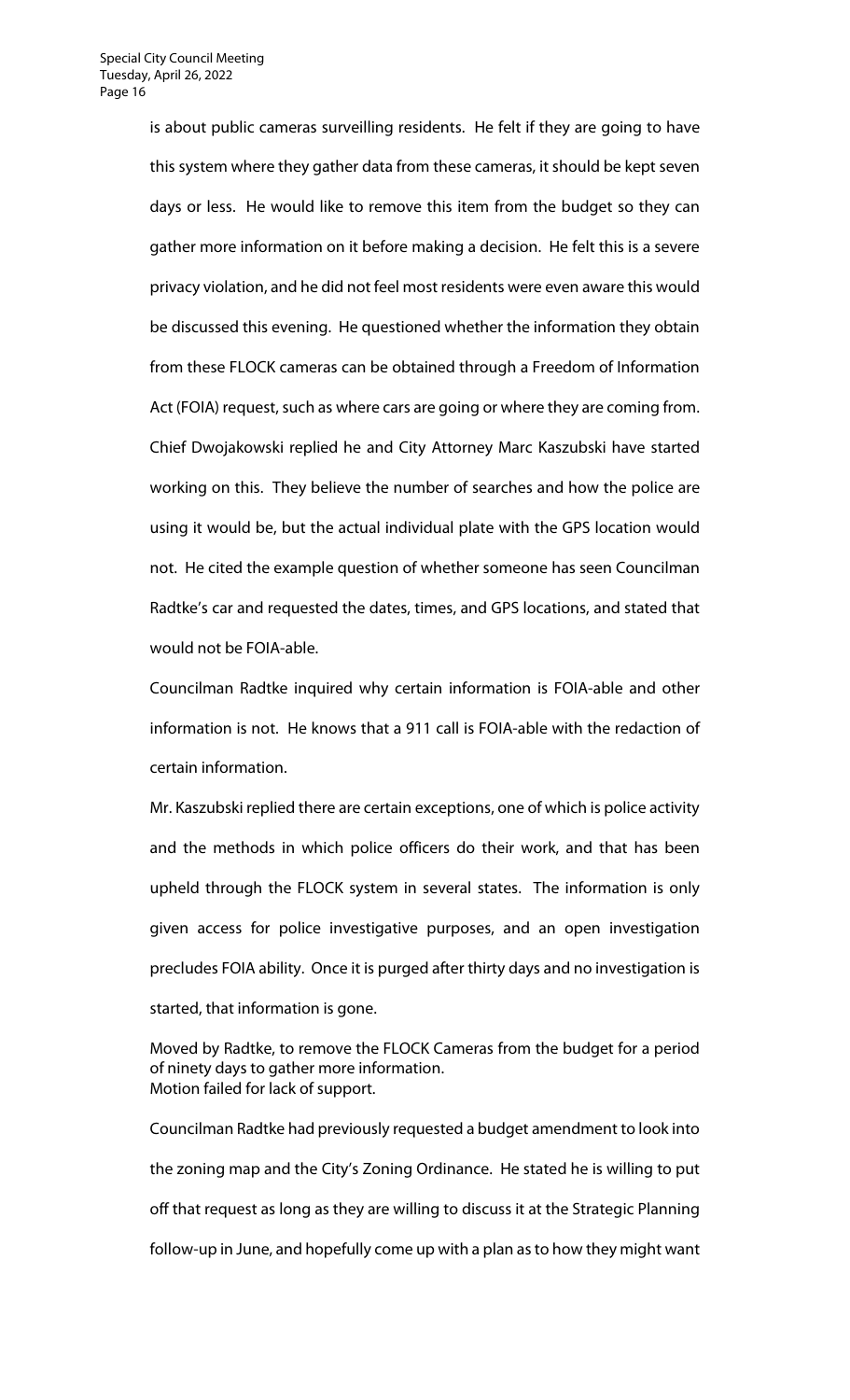is about public cameras surveilling residents. He felt if they are going to have this system where they gather data from these cameras, it should be kept seven days or less. He would like to remove this item from the budget so they can gather more information on it before making a decision. He felt this is a severe privacy violation, and he did not feel most residents were even aware this would be discussed this evening. He questioned whether the information they obtain from these FLOCK cameras can be obtained through a Freedom of Information Act (FOIA) request, such as where cars are going or where they are coming from. Chief Dwojakowski replied he and City Attorney Marc Kaszubski have started working on this. They believe the number of searches and how the police are using it would be, but the actual individual plate with the GPS location would not. He cited the example question of whether someone has seen Councilman Radtke's car and requested the dates, times, and GPS locations, and stated that would not be FOIA-able.

Councilman Radtke inquired why certain information is FOIA-able and other information is not. He knows that a 911 call is FOIA-able with the redaction of certain information.

Mr. Kaszubski replied there are certain exceptions, one of which is police activity and the methods in which police officers do their work, and that has been upheld through the FLOCK system in several states. The information is only given access for police investigative purposes, and an open investigation precludes FOIA ability. Once it is purged after thirty days and no investigation is started, that information is gone.

Moved by Radtke, to remove the FLOCK Cameras from the budget for a period of ninety days to gather more information.
Motion failed for lack of support.

Councilman Radtke had previously requested a budget amendment to look into the zoning map and the City's Zoning Ordinance. He stated he is willing to put off that request as long as they are willing to discuss it at the Strategic Planning follow-up in June, and hopefully come up with a plan as to how they might want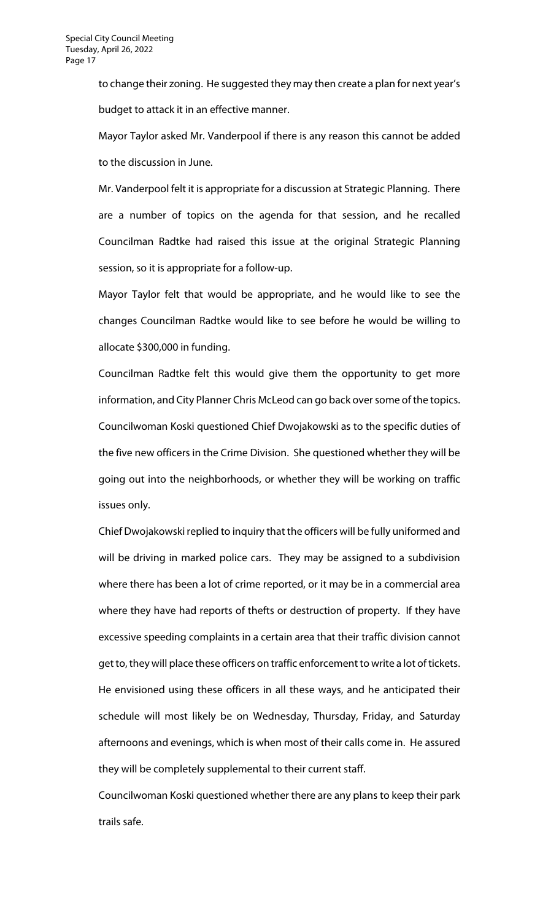to change their zoning. He suggested they may then create a plan for next year's budget to attack it in an effective manner.

Mayor Taylor asked Mr. Vanderpool if there is any reason this cannot be added to the discussion in June.

Mr. Vanderpool felt it is appropriate for a discussion at Strategic Planning. There are a number of topics on the agenda for that session, and he recalled Councilman Radtke had raised this issue at the original Strategic Planning session, so it is appropriate for a follow-up.

Mayor Taylor felt that would be appropriate, and he would like to see the changes Councilman Radtke would like to see before he would be willing to allocate $300,000 in funding.

Councilman Radtke felt this would give them the opportunity to get more information, and City Planner Chris McLeod can go back over some of the topics.

Councilwoman Koski questioned Chief Dwojakowski as to the specific duties of the five new officers in the Crime Division. She questioned whether they will be going out into the neighborhoods, or whether they will be working on traffic issues only.

Chief Dwojakowski replied to inquiry that the officers will be fully uniformed and will be driving in marked police cars. They may be assigned to a subdivision where there has been a lot of crime reported, or it may be in a commercial area where they have had reports of thefts or destruction of property. If they have excessive speeding complaints in a certain area that their traffic division cannot get to, they will place these officers on traffic enforcement to write a lot of tickets. He envisioned using these officers in all these ways, and he anticipated their schedule will most likely be on Wednesday, Thursday, Friday, and Saturday afternoons and evenings, which is when most of their calls come in. He assured they will be completely supplemental to their current staff.

Councilwoman Koski questioned whether there are any plans to keep their park trails safe.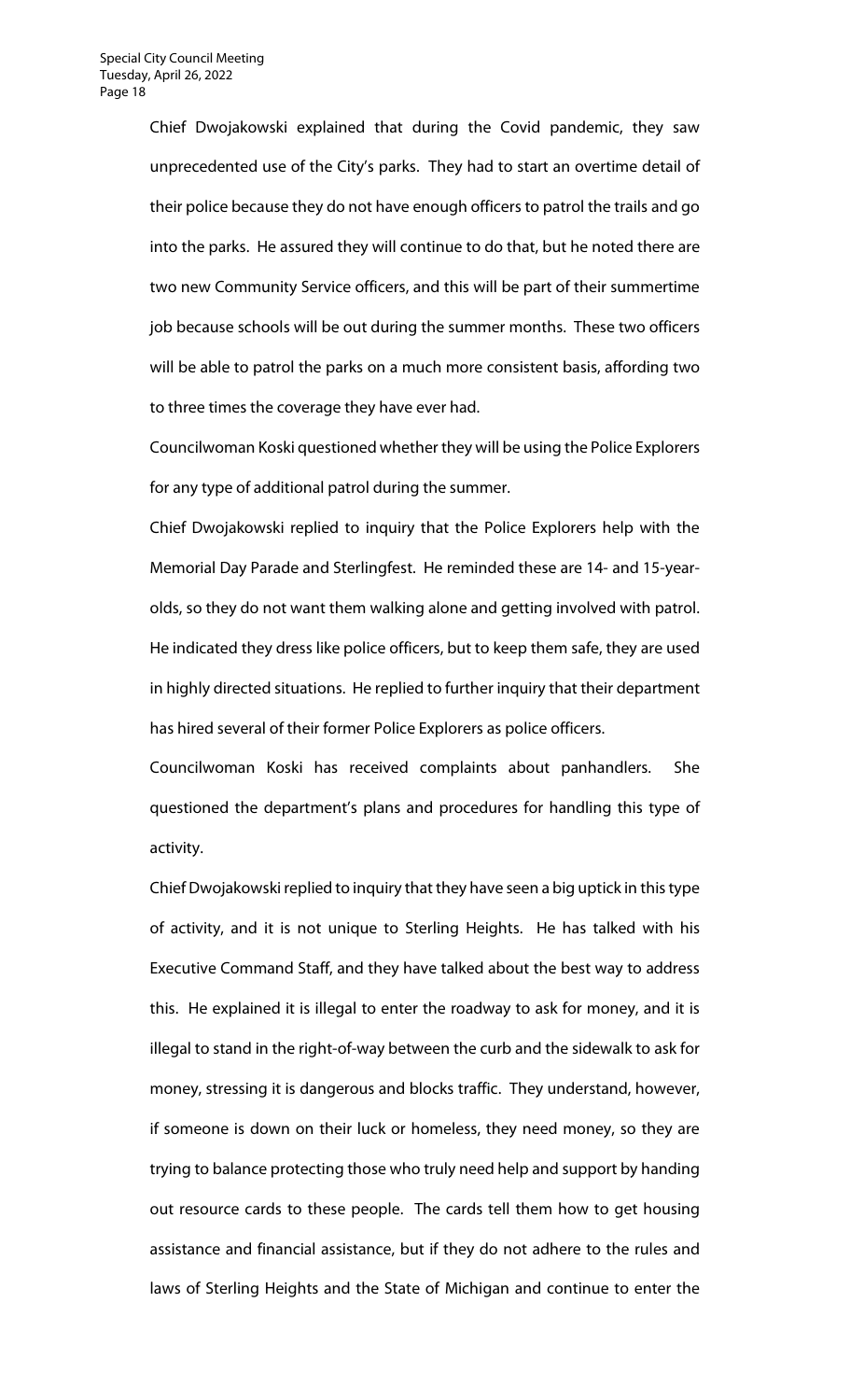Chief Dwojakowski explained that during the Covid pandemic, they saw unprecedented use of the City's parks. They had to start an overtime detail of their police because they do not have enough officers to patrol the trails and go into the parks. He assured they will continue to do that, but he noted there are two new Community Service officers, and this will be part of their summertime job because schools will be out during the summer months. These two officers will be able to patrol the parks on a much more consistent basis, affording two to three times the coverage they have ever had.

Councilwoman Koski questioned whether they will be using the Police Explorers for any type of additional patrol during the summer.

Chief Dwojakowski replied to inquiry that the Police Explorers help with the Memorial Day Parade and Sterlingfest. He reminded these are 14- and 15-year-olds, so they do not want them walking alone and getting involved with patrol. He indicated they dress like police officers, but to keep them safe, they are used in highly directed situations. He replied to further inquiry that their department has hired several of their former Police Explorers as police officers.

Councilwoman Koski has received complaints about panhandlers. She questioned the department's plans and procedures for handling this type of activity.

Chief Dwojakowski replied to inquiry that they have seen a big uptick in this type of activity, and it is not unique to Sterling Heights. He has talked with his Executive Command Staff, and they have talked about the best way to address this. He explained it is illegal to enter the roadway to ask for money, and it is illegal to stand in the right-of-way between the curb and the sidewalk to ask for money, stressing it is dangerous and blocks traffic. They understand, however, if someone is down on their luck or homeless, they need money, so they are trying to balance protecting those who truly need help and support by handing out resource cards to these people. The cards tell them how to get housing assistance and financial assistance, but if they do not adhere to the rules and laws of Sterling Heights and the State of Michigan and continue to enter the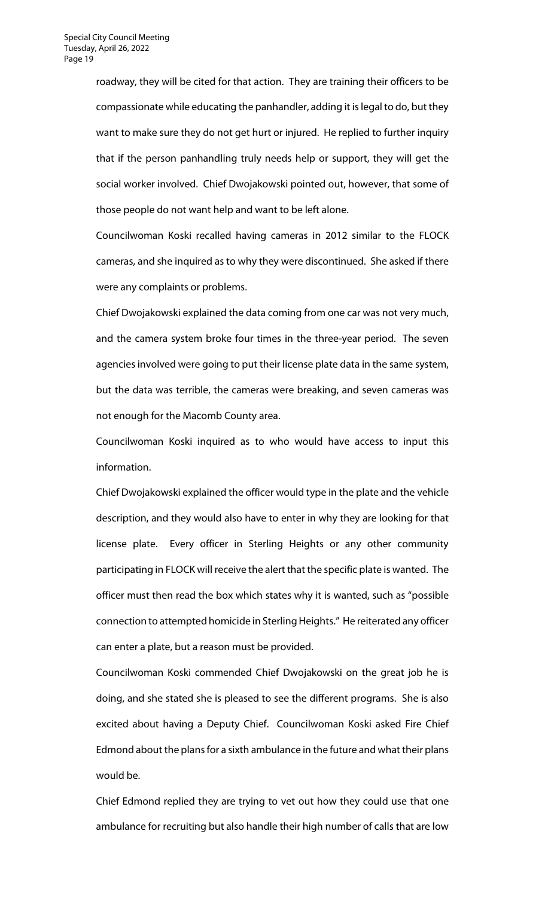roadway, they will be cited for that action. They are training their officers to be compassionate while educating the panhandler, adding it is legal to do, but they want to make sure they do not get hurt or injured. He replied to further inquiry that if the person panhandling truly needs help or support, they will get the social worker involved. Chief Dwojakowski pointed out, however, that some of those people do not want help and want to be left alone.

Councilwoman Koski recalled having cameras in 2012 similar to the FLOCK cameras, and she inquired as to why they were discontinued. She asked if there were any complaints or problems.

Chief Dwojakowski explained the data coming from one car was not very much, and the camera system broke four times in the three-year period. The seven agencies involved were going to put their license plate data in the same system, but the data was terrible, the cameras were breaking, and seven cameras was not enough for the Macomb County area.

Councilwoman Koski inquired as to who would have access to input this information.

Chief Dwojakowski explained the officer would type in the plate and the vehicle description, and they would also have to enter in why they are looking for that license plate. Every officer in Sterling Heights or any other community participating in FLOCK will receive the alert that the specific plate is wanted. The officer must then read the box which states why it is wanted, such as "possible connection to attempted homicide in Sterling Heights." He reiterated any officer can enter a plate, but a reason must be provided.

Councilwoman Koski commended Chief Dwojakowski on the great job he is doing, and she stated she is pleased to see the different programs. She is also excited about having a Deputy Chief. Councilwoman Koski asked Fire Chief Edmond about the plans for a sixth ambulance in the future and what their plans would be.

Chief Edmond replied they are trying to vet out how they could use that one ambulance for recruiting but also handle their high number of calls that are low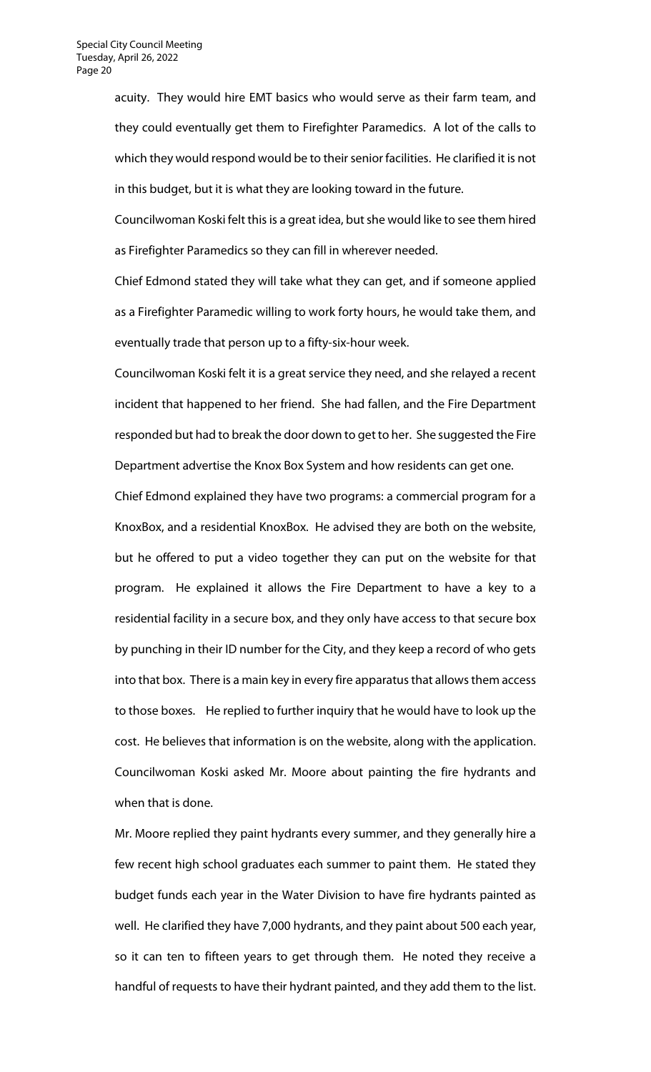acuity. They would hire EMT basics who would serve as their farm team, and they could eventually get them to Firefighter Paramedics. A lot of the calls to which they would respond would be to their senior facilities. He clarified it is not in this budget, but it is what they are looking toward in the future.

Councilwoman Koski felt this is a great idea, but she would like to see them hired as Firefighter Paramedics so they can fill in wherever needed.

Chief Edmond stated they will take what they can get, and if someone applied as a Firefighter Paramedic willing to work forty hours, he would take them, and eventually trade that person up to a fifty-six-hour week.

Councilwoman Koski felt it is a great service they need, and she relayed a recent incident that happened to her friend. She had fallen, and the Fire Department responded but had to break the door down to get to her. She suggested the Fire Department advertise the Knox Box System and how residents can get one.

Chief Edmond explained they have two programs: a commercial program for a KnoxBox, and a residential KnoxBox. He advised they are both on the website, but he offered to put a video together they can put on the website for that program. He explained it allows the Fire Department to have a key to a residential facility in a secure box, and they only have access to that secure box by punching in their ID number for the City, and they keep a record of who gets into that box. There is a main key in every fire apparatus that allows them access to those boxes. He replied to further inquiry that he would have to look up the cost. He believes that information is on the website, along with the application.

Councilwoman Koski asked Mr. Moore about painting the fire hydrants and when that is done.

Mr. Moore replied they paint hydrants every summer, and they generally hire a few recent high school graduates each summer to paint them. He stated they budget funds each year in the Water Division to have fire hydrants painted as well. He clarified they have 7,000 hydrants, and they paint about 500 each year, so it can ten to fifteen years to get through them. He noted they receive a handful of requests to have their hydrant painted, and they add them to the list.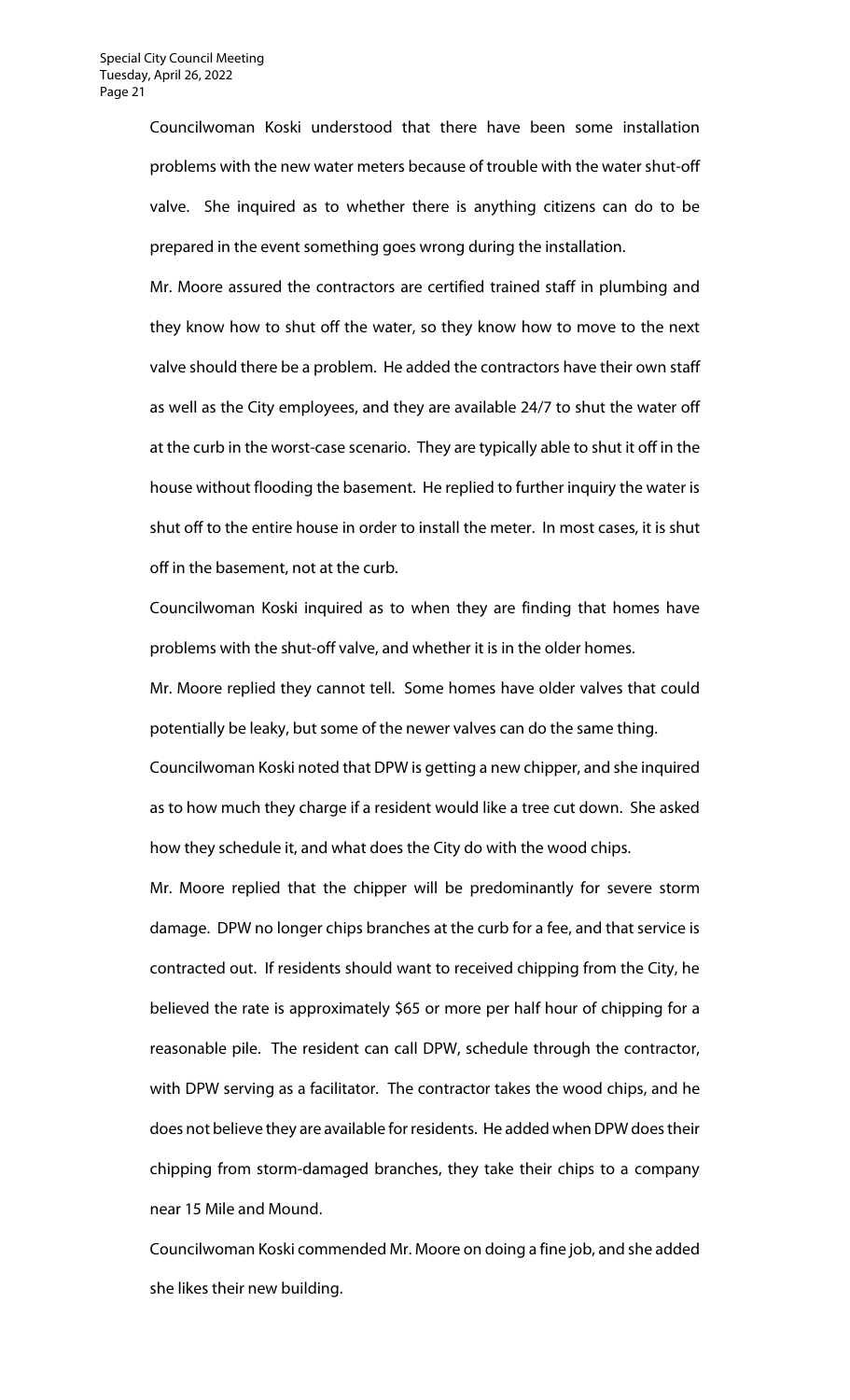Councilwoman Koski understood that there have been some installation problems with the new water meters because of trouble with the water shut-off valve. She inquired as to whether there is anything citizens can do to be prepared in the event something goes wrong during the installation.

Mr. Moore assured the contractors are certified trained staff in plumbing and they know how to shut off the water, so they know how to move to the next valve should there be a problem. He added the contractors have their own staff as well as the City employees, and they are available 24/7 to shut the water off at the curb in the worst-case scenario. They are typically able to shut it off in the house without flooding the basement. He replied to further inquiry the water is shut off to the entire house in order to install the meter. In most cases, it is shut off in the basement, not at the curb.

Councilwoman Koski inquired as to when they are finding that homes have problems with the shut-off valve, and whether it is in the older homes.

Mr. Moore replied they cannot tell. Some homes have older valves that could potentially be leaky, but some of the newer valves can do the same thing.

Councilwoman Koski noted that DPW is getting a new chipper, and she inquired as to how much they charge if a resident would like a tree cut down. She asked how they schedule it, and what does the City do with the wood chips.

Mr. Moore replied that the chipper will be predominantly for severe storm damage. DPW no longer chips branches at the curb for a fee, and that service is contracted out. If residents should want to received chipping from the City, he believed the rate is approximately $65 or more per half hour of chipping for a reasonable pile. The resident can call DPW, schedule through the contractor, with DPW serving as a facilitator. The contractor takes the wood chips, and he does not believe they are available for residents. He added when DPW does their chipping from storm-damaged branches, they take their chips to a company near 15 Mile and Mound.

Councilwoman Koski commended Mr. Moore on doing a fine job, and she added she likes their new building.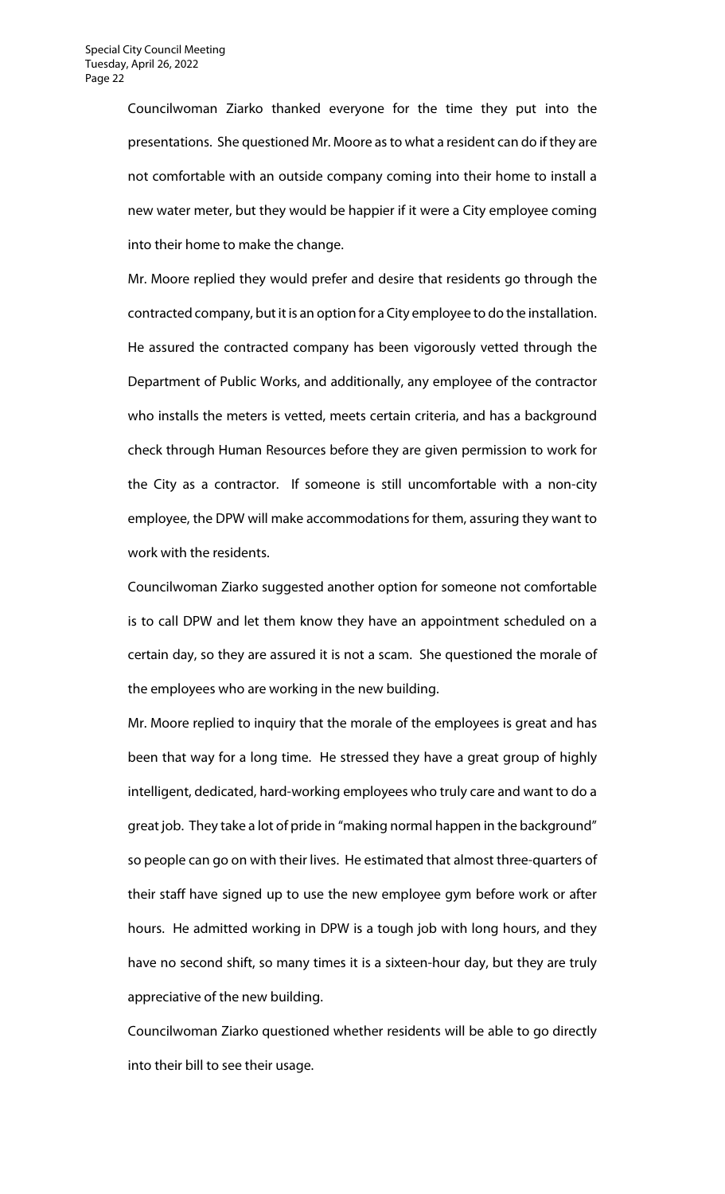Councilwoman Ziarko thanked everyone for the time they put into the presentations. She questioned Mr. Moore as to what a resident can do if they are not comfortable with an outside company coming into their home to install a new water meter, but they would be happier if it were a City employee coming into their home to make the change.

Mr. Moore replied they would prefer and desire that residents go through the contracted company, but it is an option for a City employee to do the installation. He assured the contracted company has been vigorously vetted through the Department of Public Works, and additionally, any employee of the contractor who installs the meters is vetted, meets certain criteria, and has a background check through Human Resources before they are given permission to work for the City as a contractor. If someone is still uncomfortable with a non-city employee, the DPW will make accommodations for them, assuring they want to work with the residents.

Councilwoman Ziarko suggested another option for someone not comfortable is to call DPW and let them know they have an appointment scheduled on a certain day, so they are assured it is not a scam. She questioned the morale of the employees who are working in the new building.

Mr. Moore replied to inquiry that the morale of the employees is great and has been that way for a long time. He stressed they have a great group of highly intelligent, dedicated, hard-working employees who truly care and want to do a great job. They take a lot of pride in "making normal happen in the background" so people can go on with their lives. He estimated that almost three-quarters of their staff have signed up to use the new employee gym before work or after hours. He admitted working in DPW is a tough job with long hours, and they have no second shift, so many times it is a sixteen-hour day, but they are truly appreciative of the new building.

Councilwoman Ziarko questioned whether residents will be able to go directly into their bill to see their usage.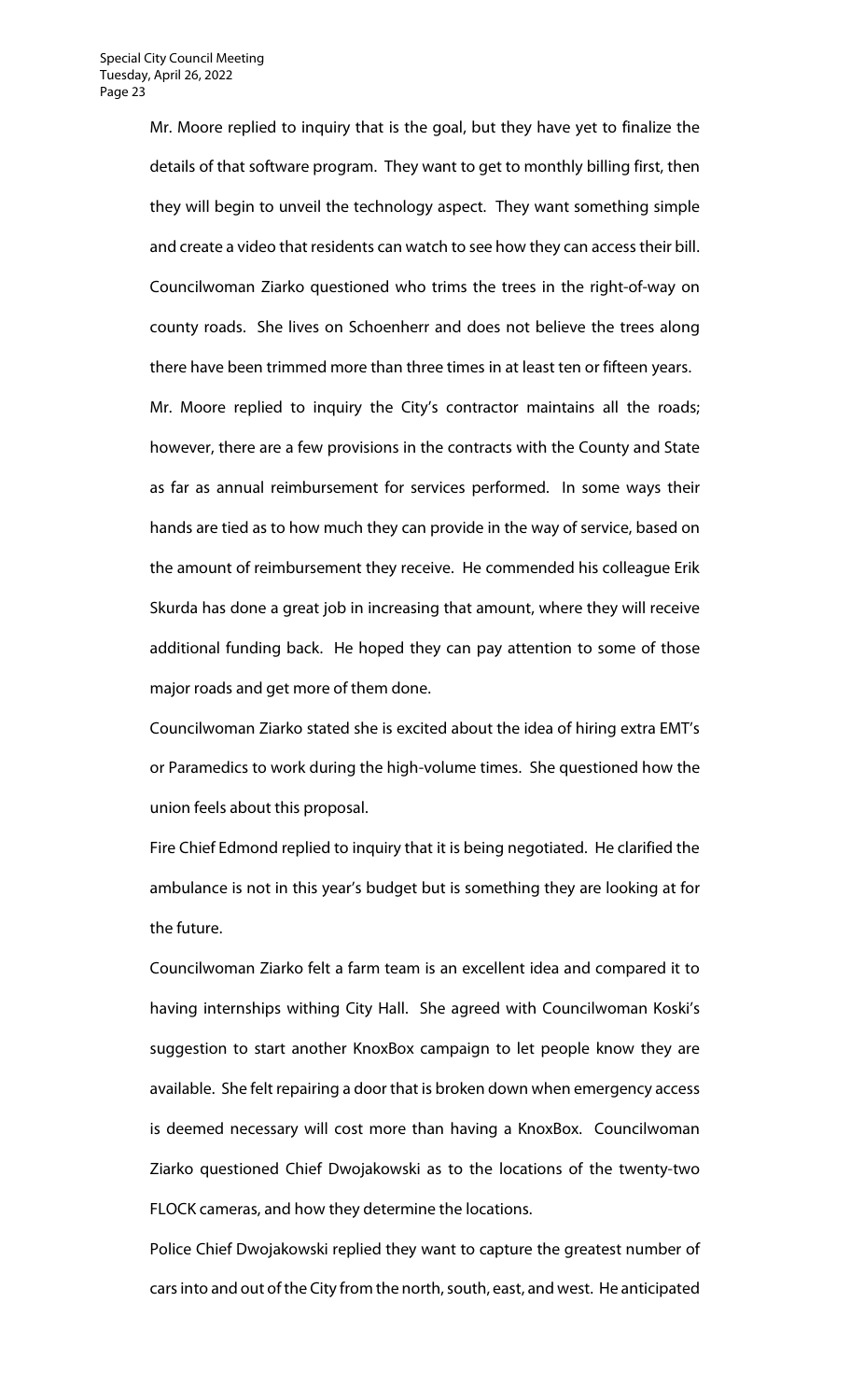Mr. Moore replied to inquiry that is the goal, but they have yet to finalize the details of that software program. They want to get to monthly billing first, then they will begin to unveil the technology aspect. They want something simple and create a video that residents can watch to see how they can access their bill.

Councilwoman Ziarko questioned who trims the trees in the right-of-way on county roads. She lives on Schoenherr and does not believe the trees along there have been trimmed more than three times in at least ten or fifteen years.

Mr. Moore replied to inquiry the City's contractor maintains all the roads; however, there are a few provisions in the contracts with the County and State as far as annual reimbursement for services performed. In some ways their hands are tied as to how much they can provide in the way of service, based on the amount of reimbursement they receive. He commended his colleague Erik Skurda has done a great job in increasing that amount, where they will receive additional funding back. He hoped they can pay attention to some of those major roads and get more of them done.

Councilwoman Ziarko stated she is excited about the idea of hiring extra EMT's or Paramedics to work during the high-volume times. She questioned how the union feels about this proposal.

Fire Chief Edmond replied to inquiry that it is being negotiated. He clarified the ambulance is not in this year's budget but is something they are looking at for the future.

Councilwoman Ziarko felt a farm team is an excellent idea and compared it to having internships withing City Hall. She agreed with Councilwoman Koski's suggestion to start another KnoxBox campaign to let people know they are available. She felt repairing a door that is broken down when emergency access is deemed necessary will cost more than having a KnoxBox. Councilwoman Ziarko questioned Chief Dwojakowski as to the locations of the twenty-two FLOCK cameras, and how they determine the locations.

Police Chief Dwojakowski replied they want to capture the greatest number of cars into and out of the City from the north, south, east, and west. He anticipated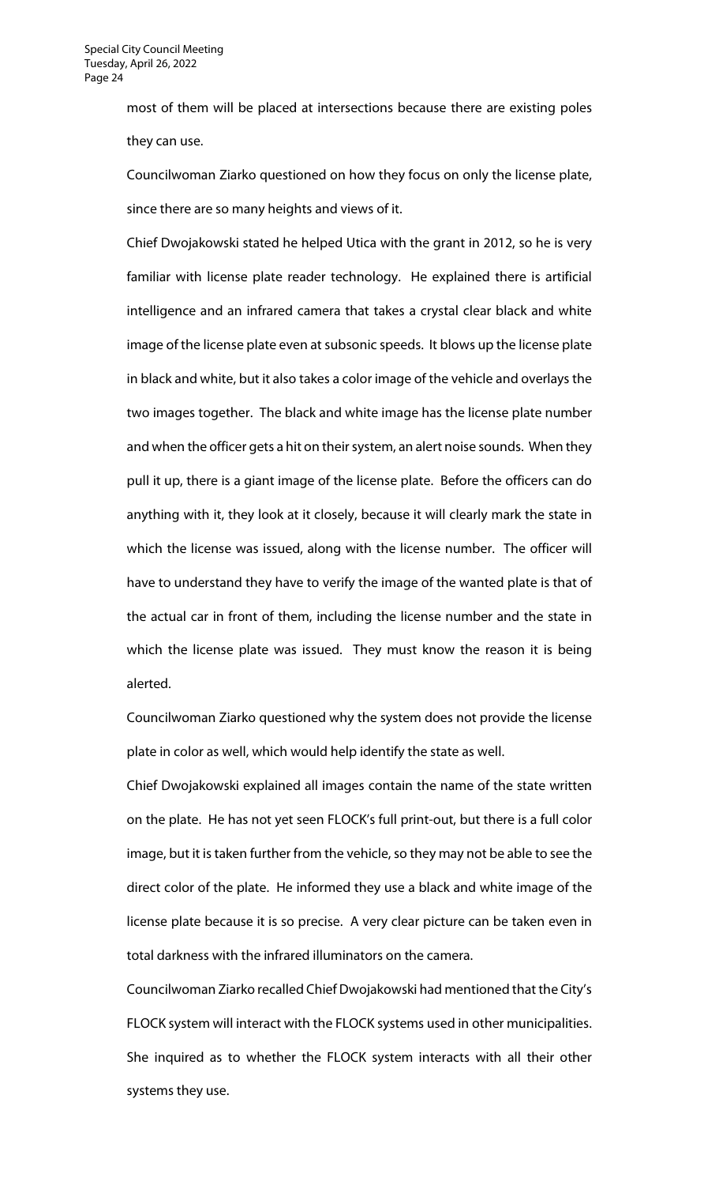most of them will be placed at intersections because there are existing poles they can use.

Councilwoman Ziarko questioned on how they focus on only the license plate, since there are so many heights and views of it.

Chief Dwojakowski stated he helped Utica with the grant in 2012, so he is very familiar with license plate reader technology. He explained there is artificial intelligence and an infrared camera that takes a crystal clear black and white image of the license plate even at subsonic speeds. It blows up the license plate in black and white, but it also takes a color image of the vehicle and overlays the two images together. The black and white image has the license plate number and when the officer gets a hit on their system, an alert noise sounds. When they pull it up, there is a giant image of the license plate. Before the officers can do anything with it, they look at it closely, because it will clearly mark the state in which the license was issued, along with the license number. The officer will have to understand they have to verify the image of the wanted plate is that of the actual car in front of them, including the license number and the state in which the license plate was issued. They must know the reason it is being alerted.

Councilwoman Ziarko questioned why the system does not provide the license plate in color as well, which would help identify the state as well.

Chief Dwojakowski explained all images contain the name of the state written on the plate. He has not yet seen FLOCK's full print-out, but there is a full color image, but it is taken further from the vehicle, so they may not be able to see the direct color of the plate. He informed they use a black and white image of the license plate because it is so precise. A very clear picture can be taken even in total darkness with the infrared illuminators on the camera.

Councilwoman Ziarko recalled Chief Dwojakowski had mentioned that the City's FLOCK system will interact with the FLOCK systems used in other municipalities. She inquired as to whether the FLOCK system interacts with all their other systems they use.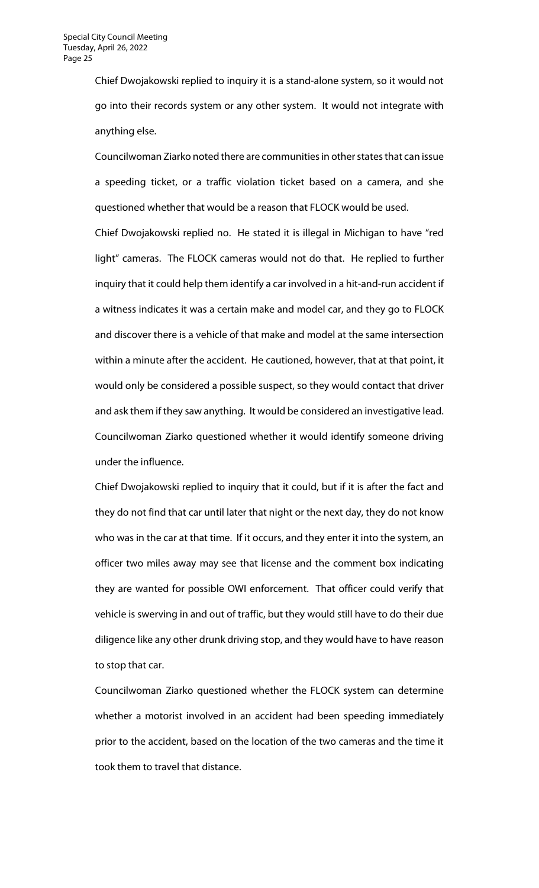Chief Dwojakowski replied to inquiry it is a stand-alone system, so it would not go into their records system or any other system. It would not integrate with anything else.

Councilwoman Ziarko noted there are communities in other states that can issue a speeding ticket, or a traffic violation ticket based on a camera, and she questioned whether that would be a reason that FLOCK would be used.

Chief Dwojakowski replied no. He stated it is illegal in Michigan to have "red light" cameras. The FLOCK cameras would not do that. He replied to further inquiry that it could help them identify a car involved in a hit-and-run accident if a witness indicates it was a certain make and model car, and they go to FLOCK and discover there is a vehicle of that make and model at the same intersection within a minute after the accident. He cautioned, however, that at that point, it would only be considered a possible suspect, so they would contact that driver and ask them if they saw anything. It would be considered an investigative lead.

Councilwoman Ziarko questioned whether it would identify someone driving under the influence.

Chief Dwojakowski replied to inquiry that it could, but if it is after the fact and they do not find that car until later that night or the next day, they do not know who was in the car at that time. If it occurs, and they enter it into the system, an officer two miles away may see that license and the comment box indicating they are wanted for possible OWI enforcement. That officer could verify that vehicle is swerving in and out of traffic, but they would still have to do their due diligence like any other drunk driving stop, and they would have to have reason to stop that car.

Councilwoman Ziarko questioned whether the FLOCK system can determine whether a motorist involved in an accident had been speeding immediately prior to the accident, based on the location of the two cameras and the time it took them to travel that distance.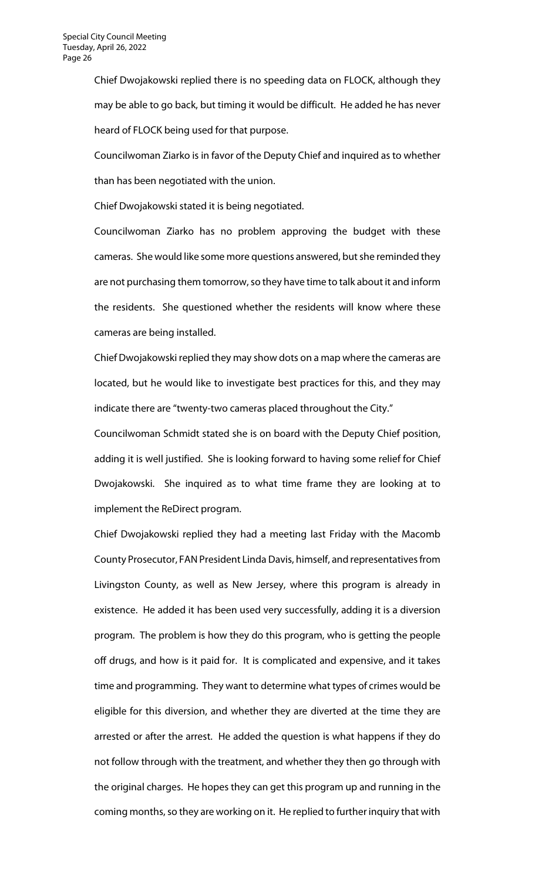Chief Dwojakowski replied there is no speeding data on FLOCK, although they may be able to go back, but timing it would be difficult. He added he has never heard of FLOCK being used for that purpose.

Councilwoman Ziarko is in favor of the Deputy Chief and inquired as to whether than has been negotiated with the union.

Chief Dwojakowski stated it is being negotiated.

Councilwoman Ziarko has no problem approving the budget with these cameras. She would like some more questions answered, but she reminded they are not purchasing them tomorrow, so they have time to talk about it and inform the residents. She questioned whether the residents will know where these cameras are being installed.

Chief Dwojakowski replied they may show dots on a map where the cameras are located, but he would like to investigate best practices for this, and they may indicate there are "twenty-two cameras placed throughout the City."

Councilwoman Schmidt stated she is on board with the Deputy Chief position, adding it is well justified. She is looking forward to having some relief for Chief Dwojakowski. She inquired as to what time frame they are looking at to implement the ReDirect program.

Chief Dwojakowski replied they had a meeting last Friday with the Macomb County Prosecutor, FAN President Linda Davis, himself, and representatives from Livingston County, as well as New Jersey, where this program is already in existence. He added it has been used very successfully, adding it is a diversion program. The problem is how they do this program, who is getting the people off drugs, and how is it paid for. It is complicated and expensive, and it takes time and programming. They want to determine what types of crimes would be eligible for this diversion, and whether they are diverted at the time they are arrested or after the arrest. He added the question is what happens if they do not follow through with the treatment, and whether they then go through with the original charges. He hopes they can get this program up and running in the coming months, so they are working on it. He replied to further inquiry that with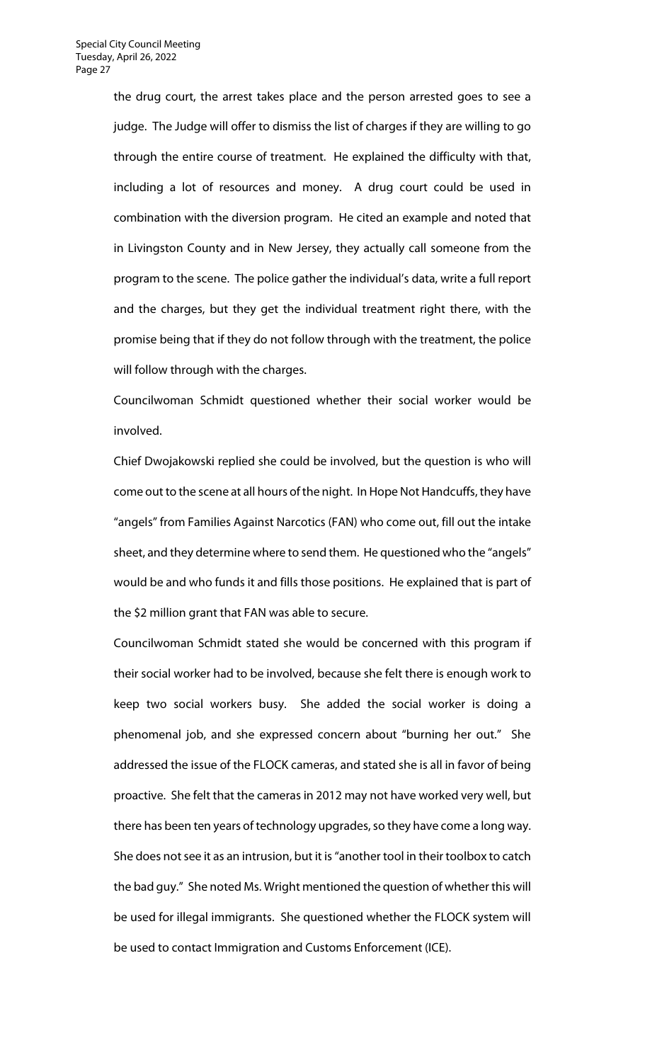the drug court, the arrest takes place and the person arrested goes to see a judge. The Judge will offer to dismiss the list of charges if they are willing to go through the entire course of treatment. He explained the difficulty with that, including a lot of resources and money. A drug court could be used in combination with the diversion program. He cited an example and noted that in Livingston County and in New Jersey, they actually call someone from the program to the scene. The police gather the individual's data, write a full report and the charges, but they get the individual treatment right there, with the promise being that if they do not follow through with the treatment, the police will follow through with the charges.

Councilwoman Schmidt questioned whether their social worker would be involved.

Chief Dwojakowski replied she could be involved, but the question is who will come out to the scene at all hours of the night. In Hope Not Handcuffs, they have "angels" from Families Against Narcotics (FAN) who come out, fill out the intake sheet, and they determine where to send them. He questioned who the "angels" would be and who funds it and fills those positions. He explained that is part of the $2 million grant that FAN was able to secure.

Councilwoman Schmidt stated she would be concerned with this program if their social worker had to be involved, because she felt there is enough work to keep two social workers busy. She added the social worker is doing a phenomenal job, and she expressed concern about "burning her out." She addressed the issue of the FLOCK cameras, and stated she is all in favor of being proactive. She felt that the cameras in 2012 may not have worked very well, but there has been ten years of technology upgrades, so they have come a long way. She does not see it as an intrusion, but it is "another tool in their toolbox to catch the bad guy." She noted Ms. Wright mentioned the question of whether this will be used for illegal immigrants. She questioned whether the FLOCK system will be used to contact Immigration and Customs Enforcement (ICE).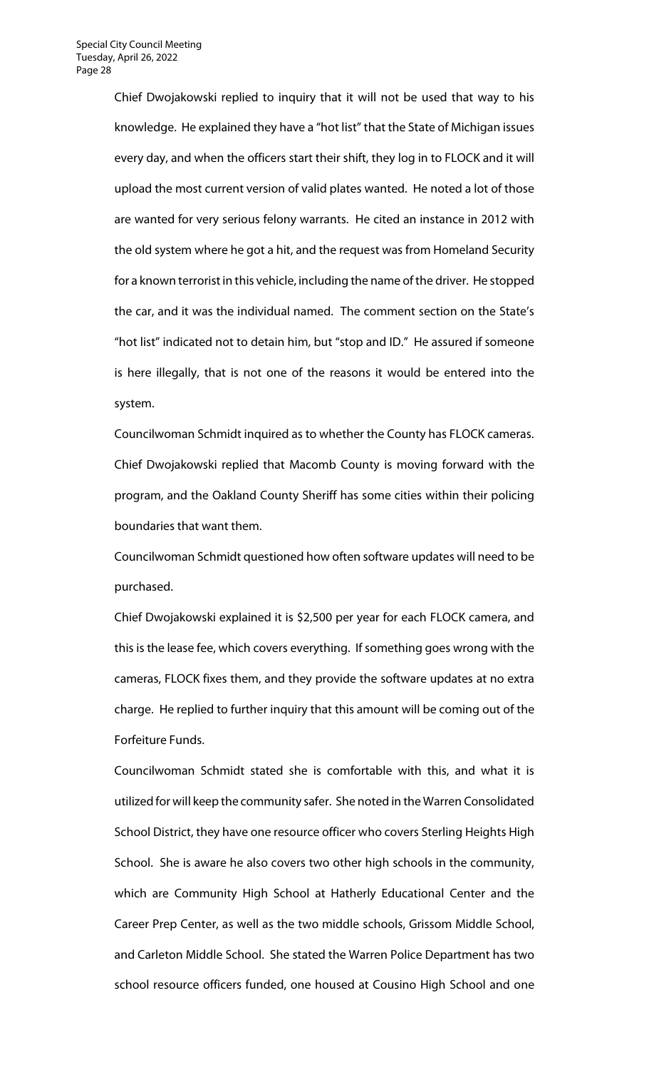Chief Dwojakowski replied to inquiry that it will not be used that way to his knowledge. He explained they have a "hot list" that the State of Michigan issues every day, and when the officers start their shift, they log in to FLOCK and it will upload the most current version of valid plates wanted. He noted a lot of those are wanted for very serious felony warrants. He cited an instance in 2012 with the old system where he got a hit, and the request was from Homeland Security for a known terrorist in this vehicle, including the name of the driver. He stopped the car, and it was the individual named. The comment section on the State's "hot list" indicated not to detain him, but "stop and ID." He assured if someone is here illegally, that is not one of the reasons it would be entered into the system.

Councilwoman Schmidt inquired as to whether the County has FLOCK cameras.

Chief Dwojakowski replied that Macomb County is moving forward with the program, and the Oakland County Sheriff has some cities within their policing boundaries that want them.

Councilwoman Schmidt questioned how often software updates will need to be purchased.

Chief Dwojakowski explained it is $2,500 per year for each FLOCK camera, and this is the lease fee, which covers everything. If something goes wrong with the cameras, FLOCK fixes them, and they provide the software updates at no extra charge. He replied to further inquiry that this amount will be coming out of the Forfeiture Funds.

Councilwoman Schmidt stated she is comfortable with this, and what it is utilized for will keep the community safer. She noted in the Warren Consolidated School District, they have one resource officer who covers Sterling Heights High School. She is aware he also covers two other high schools in the community, which are Community High School at Hatherly Educational Center and the Career Prep Center, as well as the two middle schools, Grissom Middle School, and Carleton Middle School. She stated the Warren Police Department has two school resource officers funded, one housed at Cousino High School and one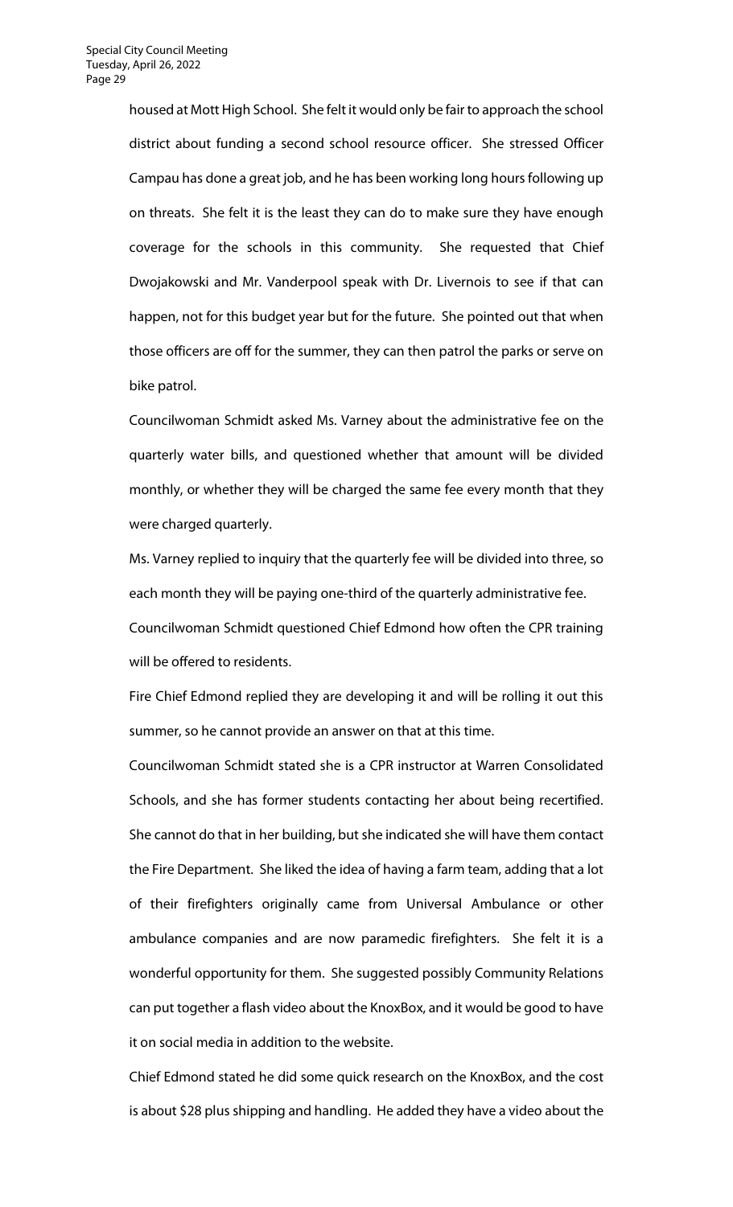housed at Mott High School. She felt it would only be fair to approach the school district about funding a second school resource officer. She stressed Officer Campau has done a great job, and he has been working long hours following up on threats. She felt it is the least they can do to make sure they have enough coverage for the schools in this community. She requested that Chief Dwojakowski and Mr. Vanderpool speak with Dr. Livernois to see if that can happen, not for this budget year but for the future. She pointed out that when those officers are off for the summer, they can then patrol the parks or serve on bike patrol.

Councilwoman Schmidt asked Ms. Varney about the administrative fee on the quarterly water bills, and questioned whether that amount will be divided monthly, or whether they will be charged the same fee every month that they were charged quarterly.

Ms. Varney replied to inquiry that the quarterly fee will be divided into three, so each month they will be paying one-third of the quarterly administrative fee.

Councilwoman Schmidt questioned Chief Edmond how often the CPR training will be offered to residents.

Fire Chief Edmond replied they are developing it and will be rolling it out this summer, so he cannot provide an answer on that at this time.

Councilwoman Schmidt stated she is a CPR instructor at Warren Consolidated Schools, and she has former students contacting her about being recertified. She cannot do that in her building, but she indicated she will have them contact the Fire Department. She liked the idea of having a farm team, adding that a lot of their firefighters originally came from Universal Ambulance or other ambulance companies and are now paramedic firefighters. She felt it is a wonderful opportunity for them. She suggested possibly Community Relations can put together a flash video about the KnoxBox, and it would be good to have it on social media in addition to the website.

Chief Edmond stated he did some quick research on the KnoxBox, and the cost is about $28 plus shipping and handling. He added they have a video about the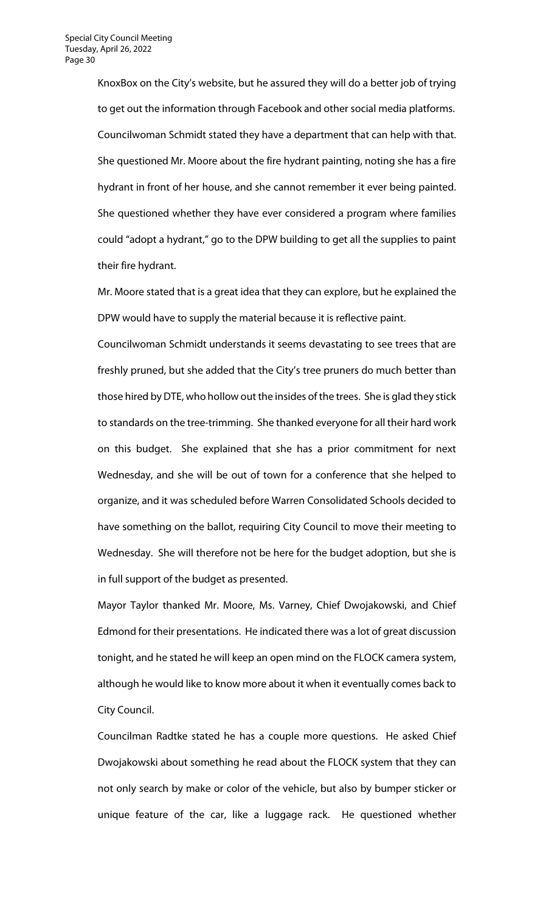KnoxBox on the City's website, but he assured they will do a better job of trying to get out the information through Facebook and other social media platforms.

Councilwoman Schmidt stated they have a department that can help with that. She questioned Mr. Moore about the fire hydrant painting, noting she has a fire hydrant in front of her house, and she cannot remember it ever being painted. She questioned whether they have ever considered a program where families could "adopt a hydrant," go to the DPW building to get all the supplies to paint their fire hydrant.

Mr. Moore stated that is a great idea that they can explore, but he explained the DPW would have to supply the material because it is reflective paint.

Councilwoman Schmidt understands it seems devastating to see trees that are freshly pruned, but she added that the City's tree pruners do much better than those hired by DTE, who hollow out the insides of the trees. She is glad they stick to standards on the tree-trimming. She thanked everyone for all their hard work on this budget. She explained that she has a prior commitment for next Wednesday, and she will be out of town for a conference that she helped to organize, and it was scheduled before Warren Consolidated Schools decided to have something on the ballot, requiring City Council to move their meeting to Wednesday. She will therefore not be here for the budget adoption, but she is in full support of the budget as presented.

Mayor Taylor thanked Mr. Moore, Ms. Varney, Chief Dwojakowski, and Chief Edmond for their presentations. He indicated there was a lot of great discussion tonight, and he stated he will keep an open mind on the FLOCK camera system, although he would like to know more about it when it eventually comes back to City Council.

Councilman Radtke stated he has a couple more questions. He asked Chief Dwojakowski about something he read about the FLOCK system that they can not only search by make or color of the vehicle, but also by bumper sticker or unique feature of the car, like a luggage rack. He questioned whether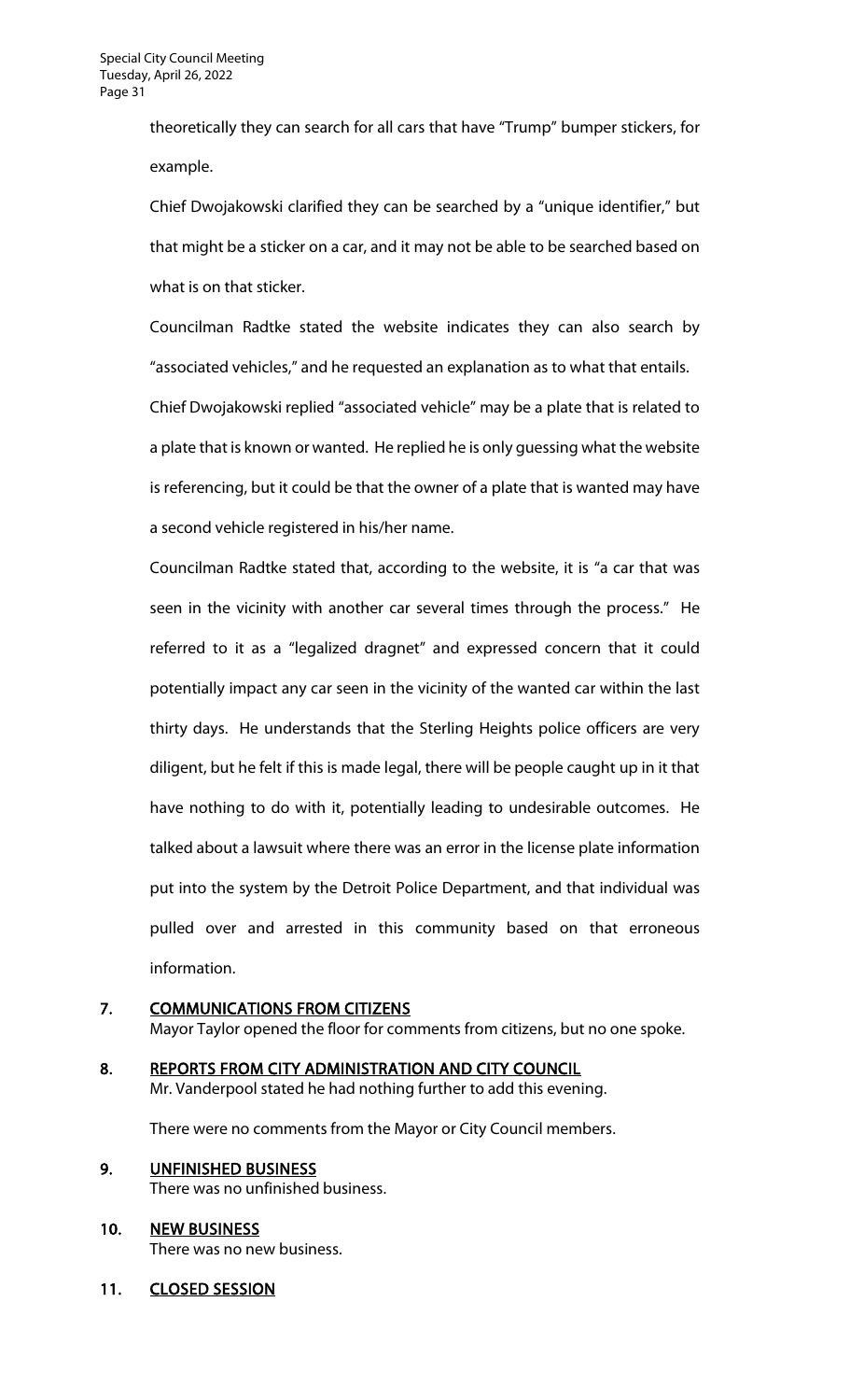theoretically they can search for all cars that have "Trump" bumper stickers, for example.

Chief Dwojakowski clarified they can be searched by a "unique identifier," but that might be a sticker on a car, and it may not be able to be searched based on what is on that sticker.

Councilman Radtke stated the website indicates they can also search by "associated vehicles," and he requested an explanation as to what that entails.

Chief Dwojakowski replied "associated vehicle" may be a plate that is related to a plate that is known or wanted. He replied he is only guessing what the website is referencing, but it could be that the owner of a plate that is wanted may have a second vehicle registered in his/her name.

Councilman Radtke stated that, according to the website, it is "a car that was seen in the vicinity with another car several times through the process." He referred to it as a "legalized dragnet" and expressed concern that it could potentially impact any car seen in the vicinity of the wanted car within the last thirty days. He understands that the Sterling Heights police officers are very diligent, but he felt if this is made legal, there will be people caught up in it that have nothing to do with it, potentially leading to undesirable outcomes. He talked about a lawsuit where there was an error in the license plate information put into the system by the Detroit Police Department, and that individual was pulled over and arrested in this community based on that erroneous information.

## 7. COMMUNICATIONS FROM CITIZENS

Mayor Taylor opened the floor for comments from citizens, but no one spoke.

## 8. REPORTS FROM CITY ADMINISTRATION AND CITY COUNCIL

Mr. Vanderpool stated he had nothing further to add this evening.

There were no comments from the Mayor or City Council members.

## 9. UNFINISHED BUSINESS

There was no unfinished business.

## 10. NEW BUSINESS

There was no new business.

## 11. CLOSED SESSION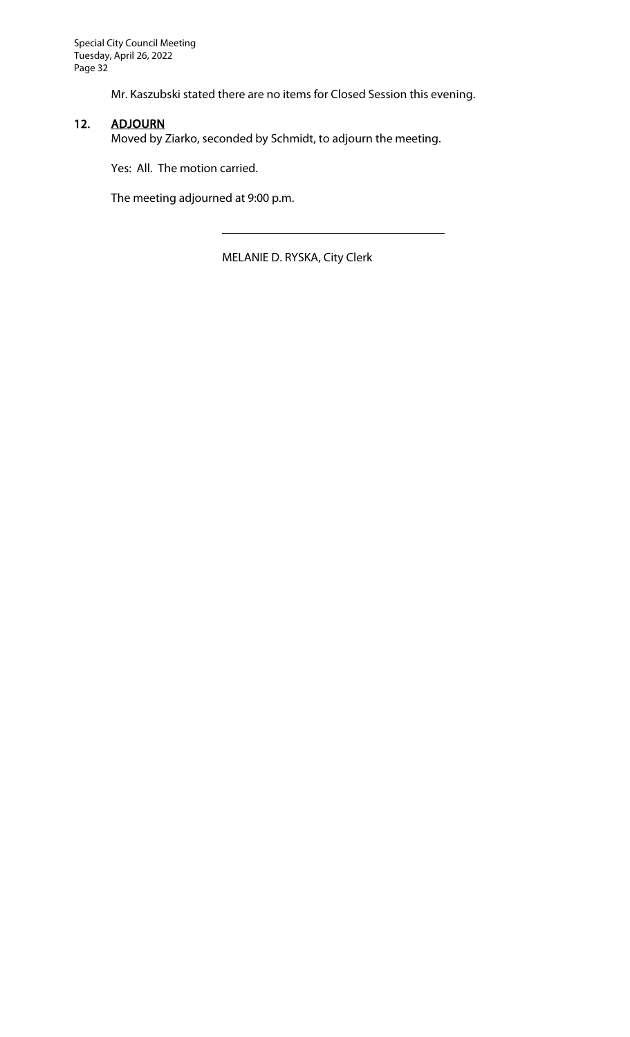Mr. Kaszubski stated there are no items for Closed Session this evening.

## 12. ADJOURN

Moved by Ziarko, seconded by Schmidt, to adjourn the meeting.

Yes: All. The motion carried.

The meeting adjourned at 9:00 p.m.

\_\_\_\_\_\_\_\_\_\_\_\_\_\_\_\_\_\_\_\_\_\_\_\_\_\_\_\_\_\_\_\_\_\_\_\_

MELANIE D. RYSKA, City Clerk